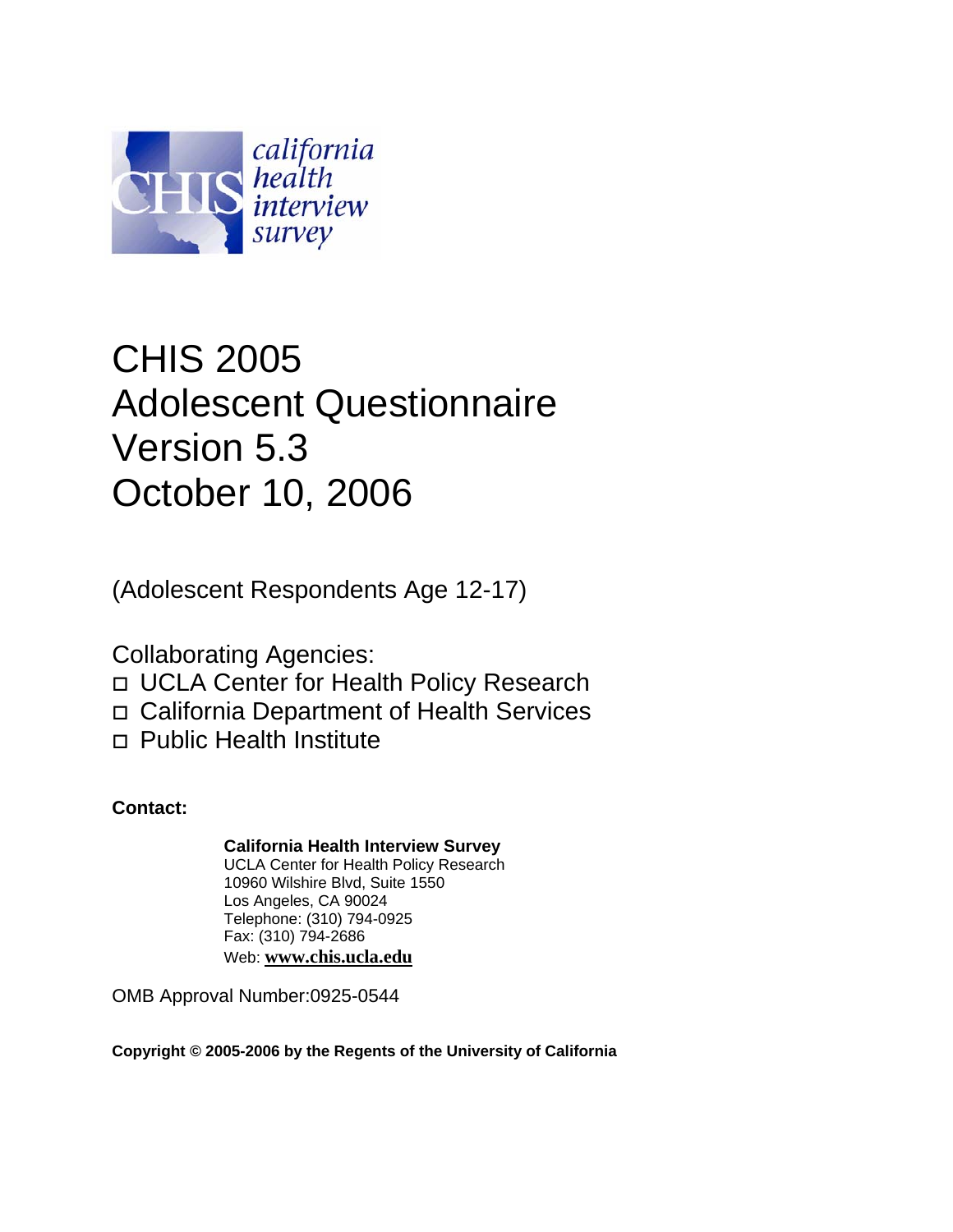california health interview survey

# CHIS 2005 Adolescent Questionnaire Version 5.3 October 10, 2006

(Adolescent Respondents Age 12-17)

Collaborating Agencies:

- UCLA Center for Health Policy Research
- California Department of Health Services
- Public Health Institute

**Contact:**

**California Health Interview Survey**
UCLA Center for Health Policy Research
10960 Wilshire Blvd, Suite 1550
Los Angeles, CA 90024
Telephone: (310) 794-0925
Fax: (310) 794-2686
Web: **www.chis.ucla.edu**

OMB Approval Number:0925-0544

**Copyright © 2005-2006 by the Regents of the University of California**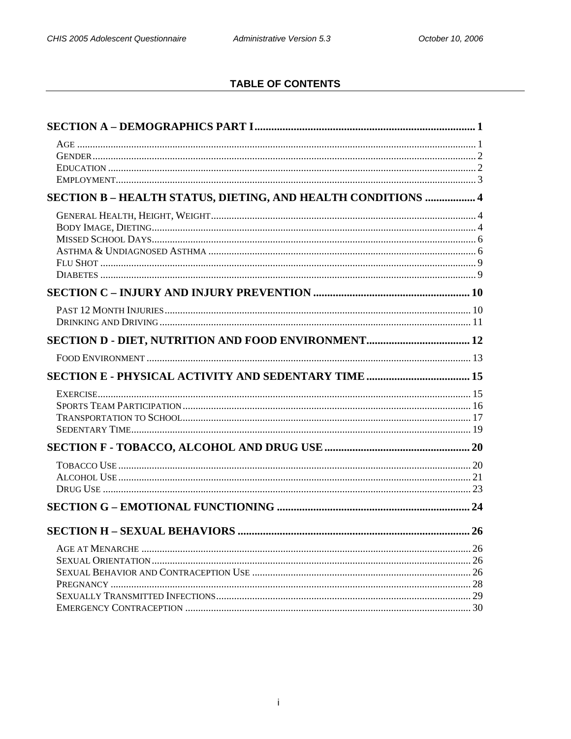# TABLE OF CONTENTS

**SECTION A – DEMOGRAPHICS PART I** ........ 1

- Age ........ 1
- Gender ........ 2
- Education ........ 2
- Employment ........ 3

**SECTION B – HEALTH STATUS, DIETING, AND HEALTH CONDITIONS** ........ 4

- General Health, Height, Weight ........ 4
- Body Image, Dieting ........ 4
- Missed School Days ........ 6
- Asthma & Undiagnosed Asthma ........ 6
- Flu Shot ........ 9
- Diabetes ........ 9

**SECTION C – INJURY AND INJURY PREVENTION** ........ 10

- Past 12 Month Injuries ........ 10
- Drinking and Driving ........ 11

**SECTION D - DIET, NUTRITION AND FOOD ENVIRONMENT** ........ 12

- Food Environment ........ 13

**SECTION E - PHYSICAL ACTIVITY AND SEDENTARY TIME** ........ 15

- Exercise ........ 15
- Sports Team Participation ........ 16
- Transportation to School ........ 17
- Sedentary Time ........ 19

**SECTION F - TOBACCO, ALCOHOL AND DRUG USE** ........ 20

- Tobacco Use ........ 20
- Alcohol Use ........ 21
- Drug Use ........ 23

**SECTION G – EMOTIONAL FUNCTIONING** ........ 24

**SECTION H – SEXUAL BEHAVIORS** ........ 26

- Age at Menarche ........ 26
- Sexual Orientation ........ 26
- Sexual Behavior and Contraception Use ........ 26
- Pregnancy ........ 28
- Sexually Transmitted Infections ........ 29
- Emergency Contraception ........ 30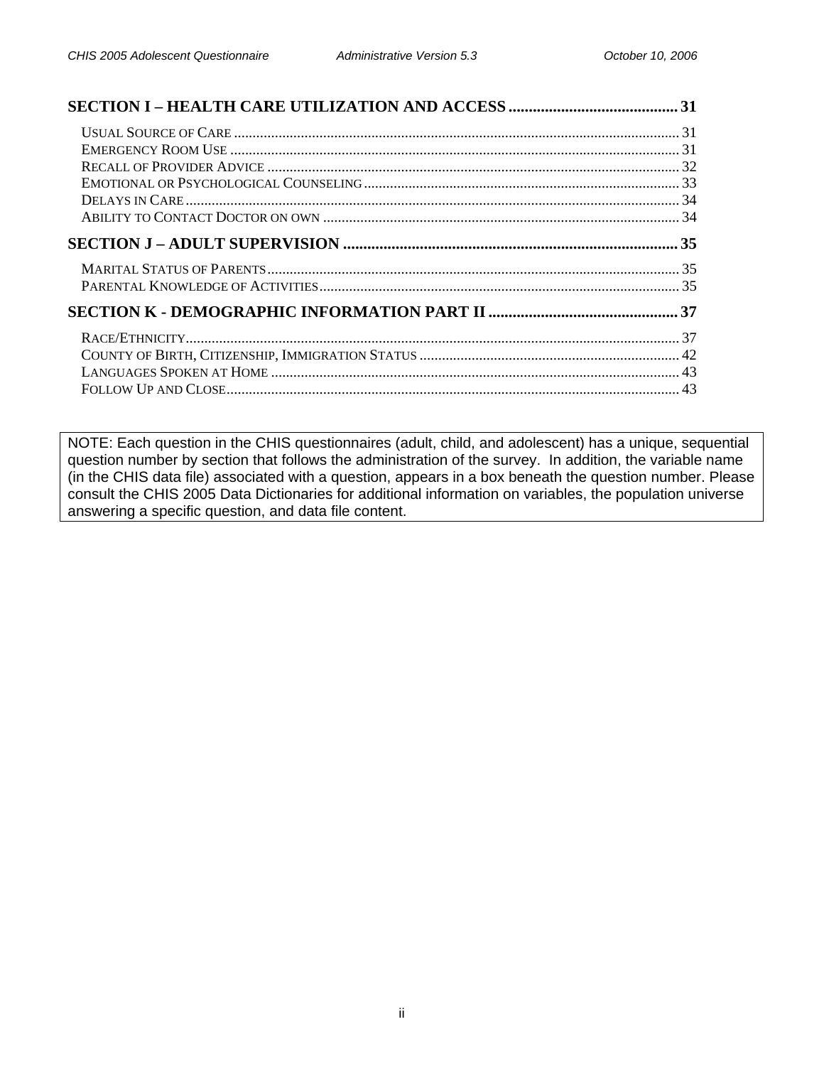**SECTION I – HEALTH CARE UTILIZATION AND ACCESS .......................................... 31**

USUAL SOURCE OF CARE ........................................................................................................ 31
EMERGENCY ROOM USE ........................................................................................................ 31
RECALL OF PROVIDER ADVICE .............................................................................................. 32
EMOTIONAL OR PSYCHOLOGICAL COUNSELING .................................................................... 33
DELAYS IN CARE .................................................................................................................... 34
ABILITY TO CONTACT DOCTOR ON OWN ............................................................................... 34

**SECTION J – ADULT SUPERVISION ................................................................................. 35**

MARITAL STATUS OF PARENTS .............................................................................................. 35
PARENTAL KNOWLEDGE OF ACTIVITIES ................................................................................ 35

**SECTION K - DEMOGRAPHIC INFORMATION PART II ............................................... 37**

RACE/ETHNICITY .................................................................................................................... 37
COUNTY OF BIRTH, CITIZENSHIP, IMMIGRATION STATUS ...................................................... 42
LANGUAGES SPOKEN AT HOME ............................................................................................. 43
FOLLOW UP AND CLOSE ......................................................................................................... 43

NOTE: Each question in the CHIS questionnaires (adult, child, and adolescent) has a unique, sequential question number by section that follows the administration of the survey. In addition, the variable name (in the CHIS data file) associated with a question, appears in a box beneath the question number. Please consult the CHIS 2005 Data Dictionaries for additional information on variables, the population universe answering a specific question, and data file content.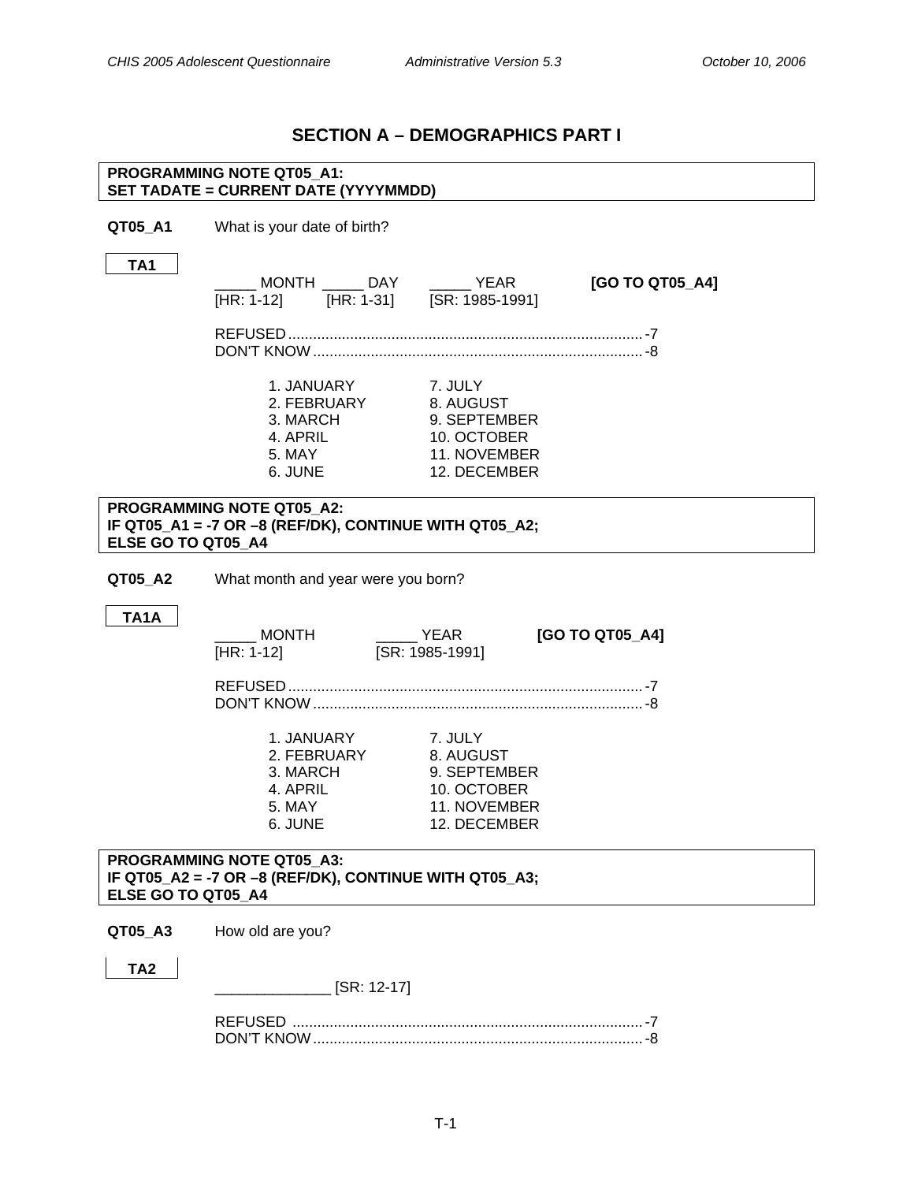# SECTION A – DEMOGRAPHICS PART I

**PROGRAMMING NOTE QT05_A1:**
**SET TADATE = CURRENT DATE (YYYYMMDD)**

**QT05_A1** What is your date of birth?

**TA1**

_____ MONTH _____ DAY _____ YEAR **[GO TO QT05_A4]**
[HR: 1-12] [HR: 1-31] [SR: 1985-1991]

REFUSED ....................................................................................... -7
DON'T KNOW ................................................................................ -8

| | |
|---|---|
| 1. JANUARY | 7. JULY |
| 2. FEBRUARY | 8. AUGUST |
| 3. MARCH | 9. SEPTEMBER |
| 4. APRIL | 10. OCTOBER |
| 5. MAY | 11. NOVEMBER |
| 6. JUNE | 12. DECEMBER |

**PROGRAMMING NOTE QT05_A2:**
**IF QT05_A1 = -7 OR –8 (REF/DK), CONTINUE WITH QT05_A2;**
**ELSE GO TO QT05_A4**

**QT05_A2** What month and year were you born?

**TA1A**

_____ MONTH _____ YEAR **[GO TO QT05_A4]**
[HR: 1-12] [SR: 1985-1991]

REFUSED ....................................................................................... -7
DON'T KNOW ................................................................................ -8

| | |
|---|---|
| 1. JANUARY | 7. JULY |
| 2. FEBRUARY | 8. AUGUST |
| 3. MARCH | 9. SEPTEMBER |
| 4. APRIL | 10. OCTOBER |
| 5. MAY | 11. NOVEMBER |
| 6. JUNE | 12. DECEMBER |

**PROGRAMMING NOTE QT05_A3:**
**IF QT05_A2 = -7 OR –8 (REF/DK), CONTINUE WITH QT05_A3;**
**ELSE GO TO QT05_A4**

**QT05_A3** How old are you?

**TA2**

______________ [SR: 12-17]

REFUSED ....................................................................................... -7
DON'T KNOW ................................................................................ -8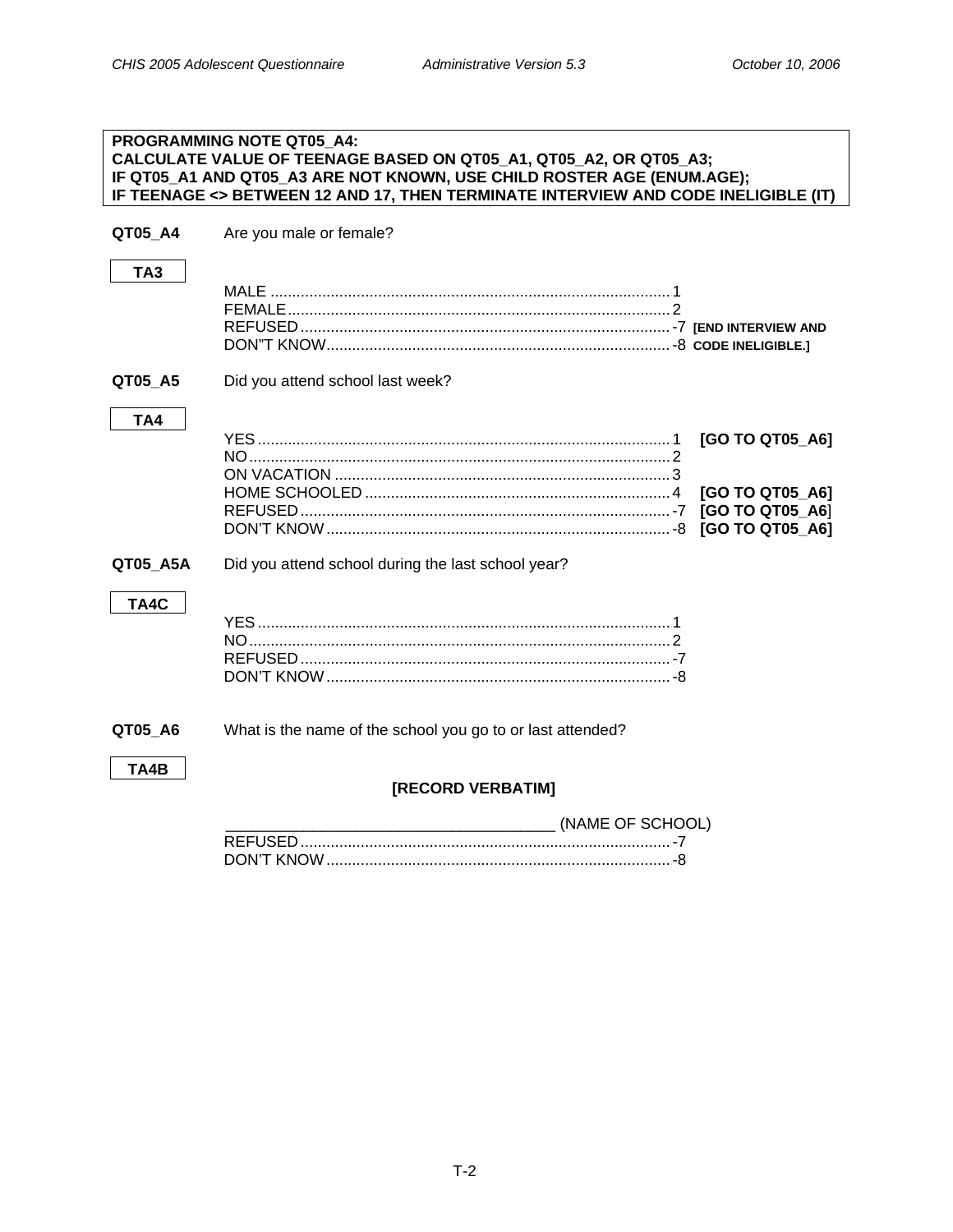**PROGRAMMING NOTE QT05_A4:**
**CALCULATE VALUE OF TEENAGE BASED ON QT05_A1, QT05_A2, OR QT05_A3;**
**IF QT05_A1 AND QT05_A3 ARE NOT KNOWN, USE CHILD ROSTER AGE (ENUM.AGE);**
**IF TEENAGE <> BETWEEN 12 AND 17, THEN TERMINATE INTERVIEW AND CODE INELIGIBLE (IT)**

**QT05_A4** Are you male or female?

**TA3**

| | | |
|---|---|---|
| MALE | 1 | |
| FEMALE | 2 | |
| REFUSED | -7 | **[END INTERVIEW AND** |
| DON"T KNOW | -8 | **CODE INELIGIBLE.]** |

**QT05_A5** Did you attend school last week?

**TA4**

| | | |
|---|---|---|
| YES | 1 | **[GO TO QT05_A6]** |
| NO | 2 | |
| ON VACATION | 3 | |
| HOME SCHOOLED | 4 | **[GO TO QT05_A6]** |
| REFUSED | -7 | **[GO TO QT05_A6]** |
| DON'T KNOW | -8 | **[GO TO QT05_A6]** |

**QT05_A5A** Did you attend school during the last school year?

**TA4C**

| | |
|---|---|
| YES | 1 |
| NO | 2 |
| REFUSED | -7 |
| DON'T KNOW | -8 |

**QT05_A6** What is the name of the school you go to or last attended?

**TA4B**

**[RECORD VERBATIM]**

_______________________________________ (NAME OF SCHOOL)

| | |
|---|---|
| REFUSED | -7 |
| DON'T KNOW | -8 |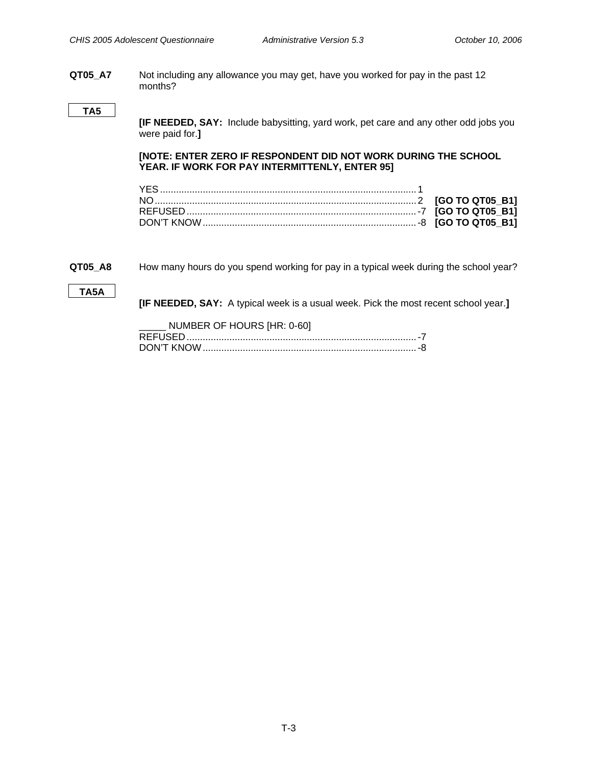**QT05_A7** Not including any allowance you may get, have you worked for pay in the past 12 months?

**TA5**

**[IF NEEDED, SAY:** Include babysitting, yard work, pet care and any other odd jobs you were paid for.**]**

**[NOTE: ENTER ZERO IF RESPONDENT DID NOT WORK DURING THE SCHOOL YEAR. IF WORK FOR PAY INTERMITTENLY, ENTER 95]**

YES.............................................................................................1
NO..............................................................................................2 **[GO TO QT05_B1]**
REFUSED..................................................................................-7 **[GO TO QT05_B1]**
DON'T KNOW............................................................................-8 **[GO TO QT05_B1]**

**QT05_A8** How many hours do you spend working for pay in a typical week during the school year?

**TA5A**

**[IF NEEDED, SAY:** A typical week is a usual week. Pick the most recent school year.**]**

_____ NUMBER OF HOURS [HR: 0-60]
REFUSED..................................................................................-7
DON'T KNOW............................................................................-8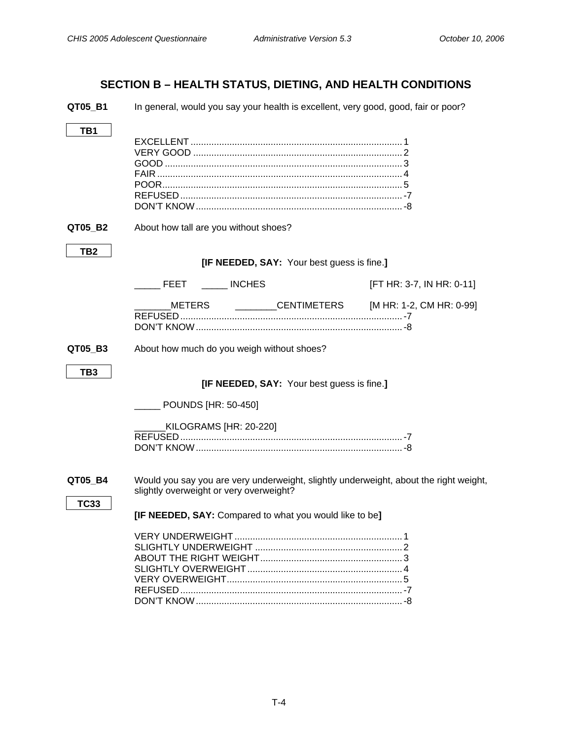## SECTION B – HEALTH STATUS, DIETING, AND HEALTH CONDITIONS

**QT05_B1** In general, would you say your health is excellent, very good, good, fair or poor?

**TB1**

EXCELLENT ................................................................................ 1
VERY GOOD ............................................................................... 2
GOOD ........................................................................................ 3
FAIR .......................................................................................... 4
POOR......................................................................................... 5
REFUSED ................................................................................... -7
DON'T KNOW ............................................................................. -8

**QT05_B2** About how tall are you without shoes?

**TB2**

**[IF NEEDED, SAY:** Your best guess is fine.**]**

_____ FEET _____ INCHES [FT HR: 3-7, IN HR: 0-11]

_______METERS ________CENTIMETERS [M HR: 1-2, CM HR: 0-99]
REFUSED ................................................................................... -7
DON'T KNOW ............................................................................. -8

**QT05_B3** About how much do you weigh without shoes?

**TB3**

**[IF NEEDED, SAY:** Your best guess is fine.**]**

_____ POUNDS [HR: 50-450]

______KILOGRAMS [HR: 20-220]
REFUSED ................................................................................... -7
DON'T KNOW ............................................................................. -8

**QT05_B4** Would you say you are very underweight, slightly underweight, about the right weight, slightly overweight or very overweight?

**TC33**

**[IF NEEDED, SAY:** Compared to what you would like to be**]**

VERY UNDERWEIGHT ................................................................ 1
SLIGHTLY UNDERWEIGHT ........................................................ 2
ABOUT THE RIGHT WEIGHT ...................................................... 3
SLIGHTLY OVERWEIGHT ........................................................... 4
VERY OVERWEIGHT .................................................................. 5
REFUSED ................................................................................... -7
DON'T KNOW ............................................................................. -8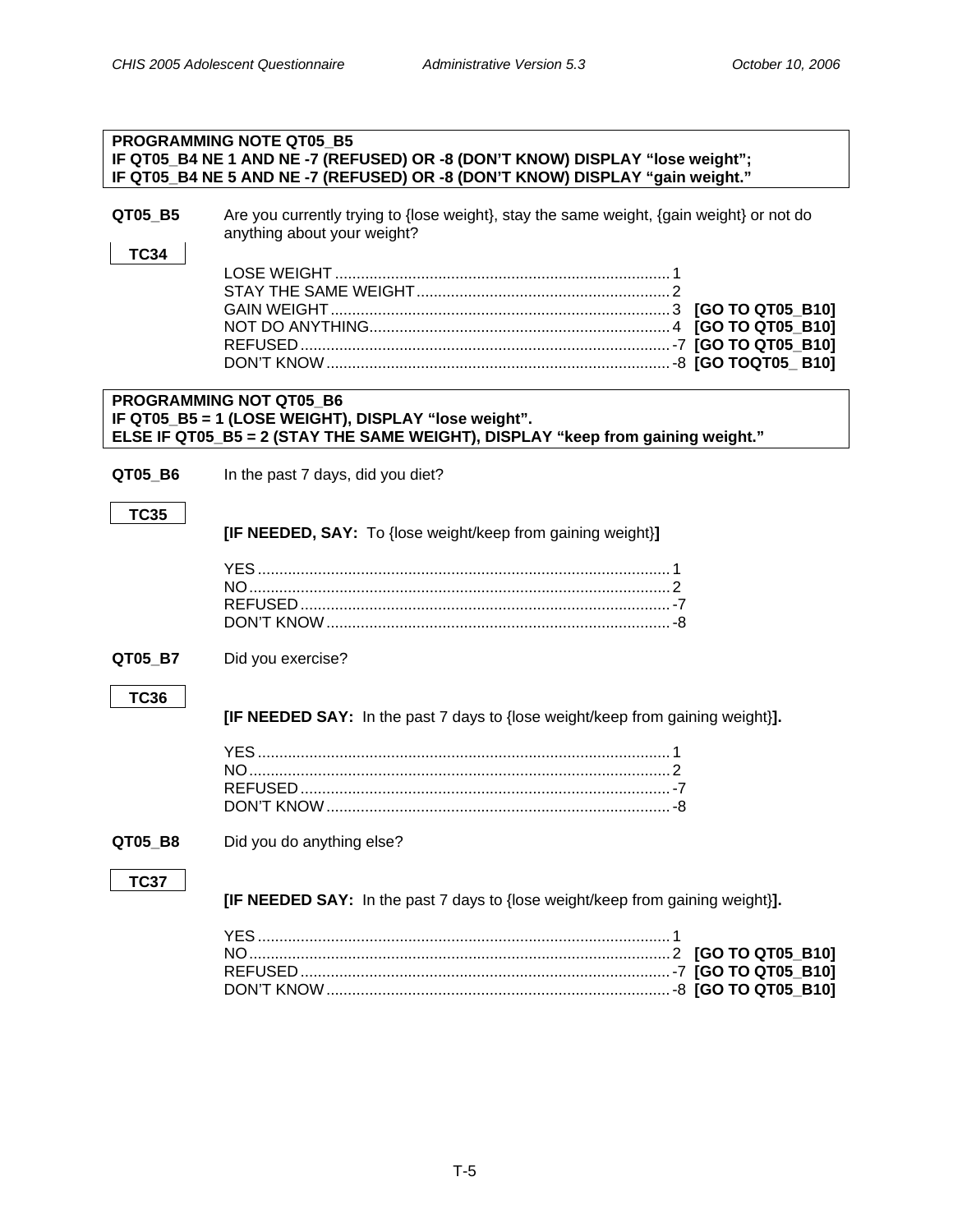**PROGRAMMING NOTE QT05_B5**
**IF QT05_B4 NE 1 AND NE -7 (REFUSED) OR -8 (DON'T KNOW) DISPLAY "lose weight";**
**IF QT05_B4 NE 5 AND NE -7 (REFUSED) OR -8 (DON'T KNOW) DISPLAY "gain weight."**

**QT05_B5** Are you currently trying to {lose weight}, stay the same weight, {gain weight} or not do anything about your weight?

**TC34**

| | | |
|---|---|---|
| LOSE WEIGHT | 1 | |
| STAY THE SAME WEIGHT | 2 | |
| GAIN WEIGHT | 3 | **[GO TO QT05_B10]** |
| NOT DO ANYTHING | 4 | **[GO TO QT05_B10]** |
| REFUSED | -7 | **[GO TO QT05_B10]** |
| DON'T KNOW | -8 | **[GO TOQT05_ B10]** |

**PROGRAMMING NOT QT05_B6**
**IF QT05_B5 = 1 (LOSE WEIGHT), DISPLAY "lose weight".**
**ELSE IF QT05_B5 = 2 (STAY THE SAME WEIGHT), DISPLAY "keep from gaining weight."**

**QT05_B6** In the past 7 days, did you diet?

**TC35**

**[IF NEEDED, SAY:** To {lose weight/keep from gaining weight}**]**

| | |
|---|---|
| YES | 1 |
| NO | 2 |
| REFUSED | -7 |
| DON'T KNOW | -8 |

**QT05_B7** Did you exercise?

**TC36**

**[IF NEEDED SAY:** In the past 7 days to {lose weight/keep from gaining weight}**].**

| | |
|---|---|
| YES | 1 |
| NO | 2 |
| REFUSED | -7 |
| DON'T KNOW | -8 |

**QT05_B8** Did you do anything else?

**TC37**

**[IF NEEDED SAY:** In the past 7 days to {lose weight/keep from gaining weight}**].**

| | | |
|---|---|---|
| YES | 1 | |
| NO | 2 | **[GO TO QT05_B10]** |
| REFUSED | -7 | **[GO TO QT05_B10]** |
| DON'T KNOW | -8 | **[GO TO QT05_B10]** |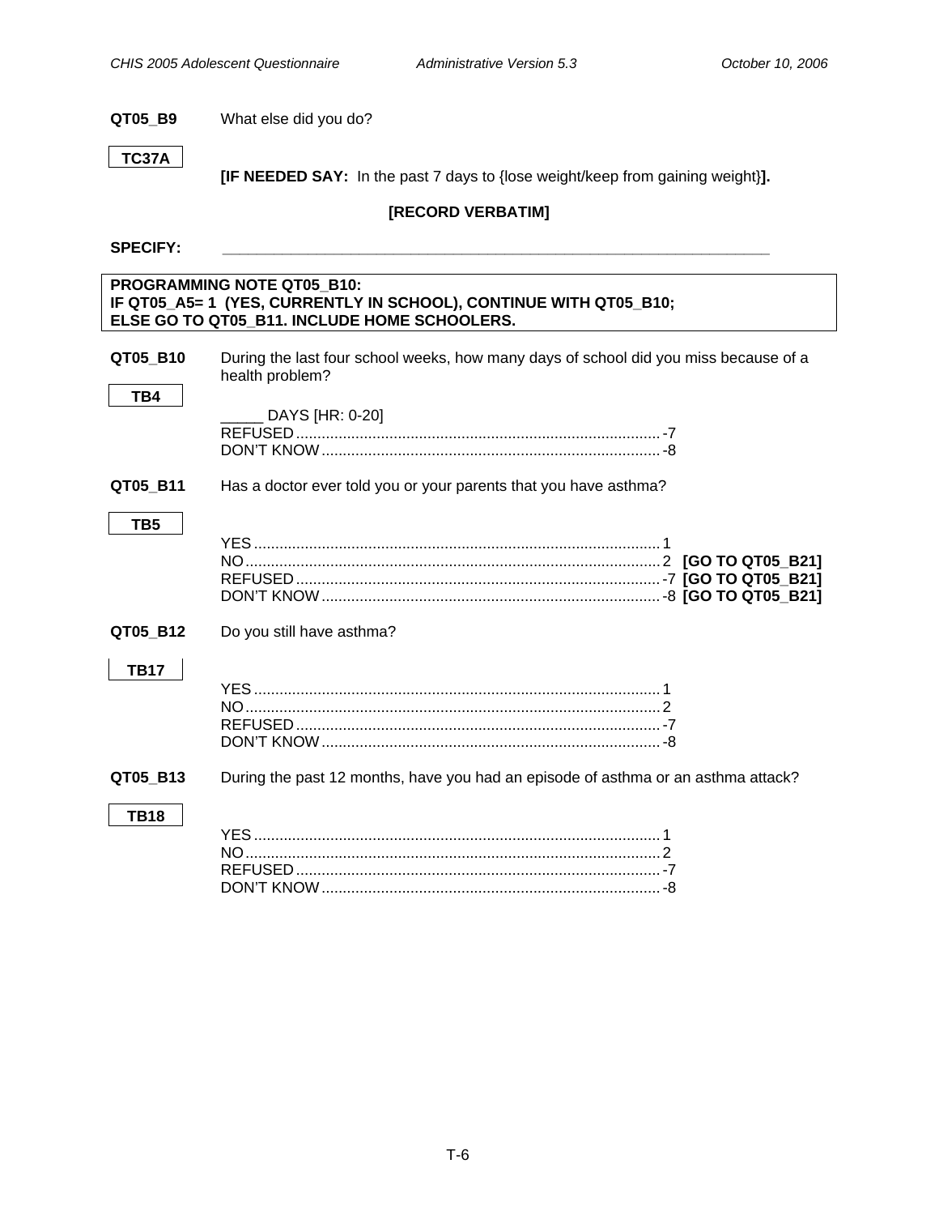**QT05_B9** What else did you do?

**TC37A**

**[IF NEEDED SAY:** In the past 7 days to {lose weight/keep from gaining weight}**].**

**[RECORD VERBATIM]**

**SPECIFY:** ________________________________________________________________

**PROGRAMMING NOTE QT05_B10:**
**IF QT05_A5= 1 (YES, CURRENTLY IN SCHOOL), CONTINUE WITH QT05_B10;**
**ELSE GO TO QT05_B11. INCLUDE HOME SCHOOLERS.**

**QT05_B10** During the last four school weeks, how many days of school did you miss because of a health problem?

**TB4**

_____ DAYS [HR: 0-20]
REFUSED .......................................................................... -7
DON'T KNOW .................................................................... -8

**QT05_B11** Has a doctor ever told you or your parents that you have asthma?

**TB5**

YES .................................................................................. 1
NO .................................................................................... 2 **[GO TO QT05_B21]**
REFUSED .......................................................................... -7 **[GO TO QT05_B21]**
DON'T KNOW .................................................................... -8 **[GO TO QT05_B21]**

**QT05_B12** Do you still have asthma?

**TB17**

YES .................................................................................. 1
NO .................................................................................... 2
REFUSED .......................................................................... -7
DON'T KNOW .................................................................... -8

**QT05_B13** During the past 12 months, have you had an episode of asthma or an asthma attack?

**TB18**

YES .................................................................................. 1
NO .................................................................................... 2
REFUSED .......................................................................... -7
DON'T KNOW .................................................................... -8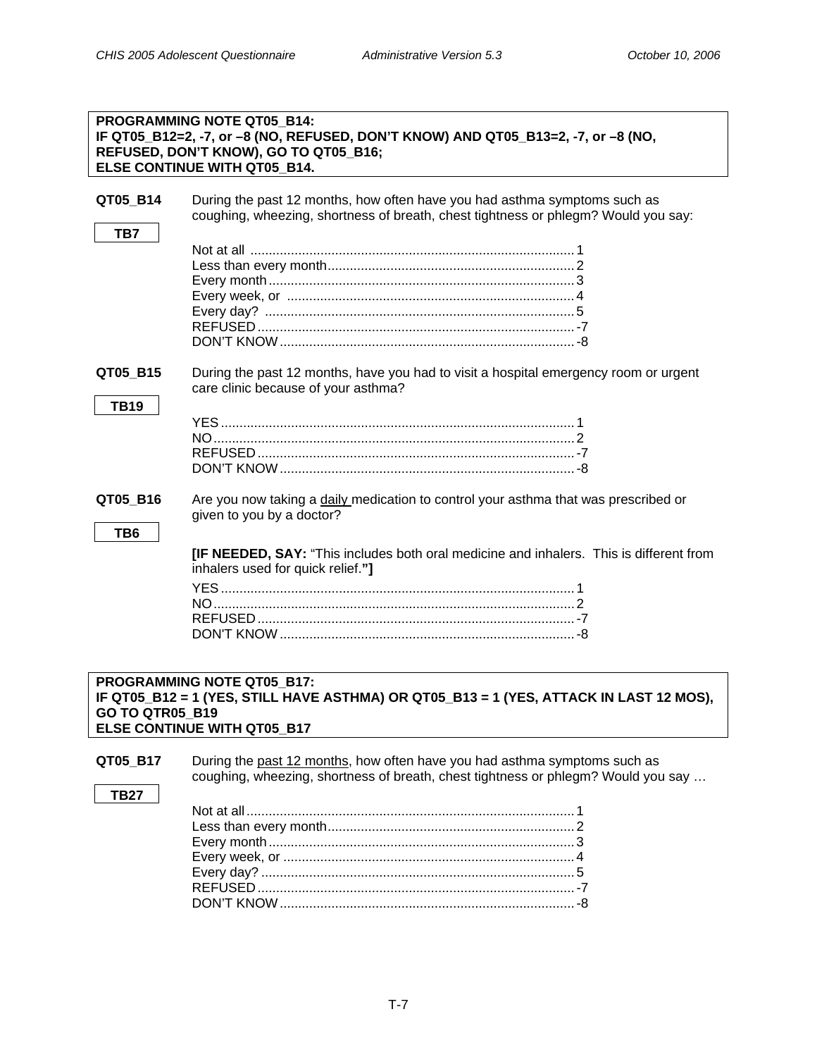**PROGRAMMING NOTE QT05_B14:**
**IF QT05_B12=2, -7, or –8 (NO, REFUSED, DON'T KNOW) AND QT05_B13=2, -7, or –8 (NO, REFUSED, DON'T KNOW), GO TO QT05_B16;**
**ELSE CONTINUE WITH QT05_B14.**

**QT05_B14** During the past 12 months, how often have you had asthma symptoms such as coughing, wheezing, shortness of breath, chest tightness or phlegm? Would you say:

**TB7**

Not at all ........................................................................................ 1
Less than every month ................................................................... 2
Every month ................................................................................... 3
Every week, or .............................................................................. 4
Every day? ..................................................................................... 5
REFUSED ...................................................................................... -7
DON'T KNOW ................................................................................ -8

**QT05_B15** During the past 12 months, have you had to visit a hospital emergency room or urgent care clinic because of your asthma?

**TB19**

YES ................................................................................................ 1
NO .................................................................................................. 2
REFUSED ...................................................................................... -7
DON'T KNOW ................................................................................ -8

**QT05_B16** Are you now taking a <u>daily</u> medication to control your asthma that was prescribed or given to you by a doctor?

**TB6**

**[IF NEEDED, SAY:** "This includes both oral medicine and inhalers. This is different from inhalers used for quick relief."**]**

YES ................................................................................................ 1
NO .................................................................................................. 2
REFUSED ...................................................................................... -7
DON'T KNOW ................................................................................ -8

**PROGRAMMING NOTE QT05_B17:**
**IF QT05_B12 = 1 (YES, STILL HAVE ASTHMA) OR QT05_B13 = 1 (YES, ATTACK IN LAST 12 MOS), GO TO QTR05_B19**
**ELSE CONTINUE WITH QT05_B17**

**QT05_B17** During the <u>past 12 months</u>, how often have you had asthma symptoms such as coughing, wheezing, shortness of breath, chest tightness or phlegm? Would you say …

**TB27**

Not at all ........................................................................................ 1
Less than every month ................................................................... 2
Every month ................................................................................... 3
Every week, or .............................................................................. 4
Every day? ..................................................................................... 5
REFUSED ...................................................................................... -7
DON'T KNOW ................................................................................ -8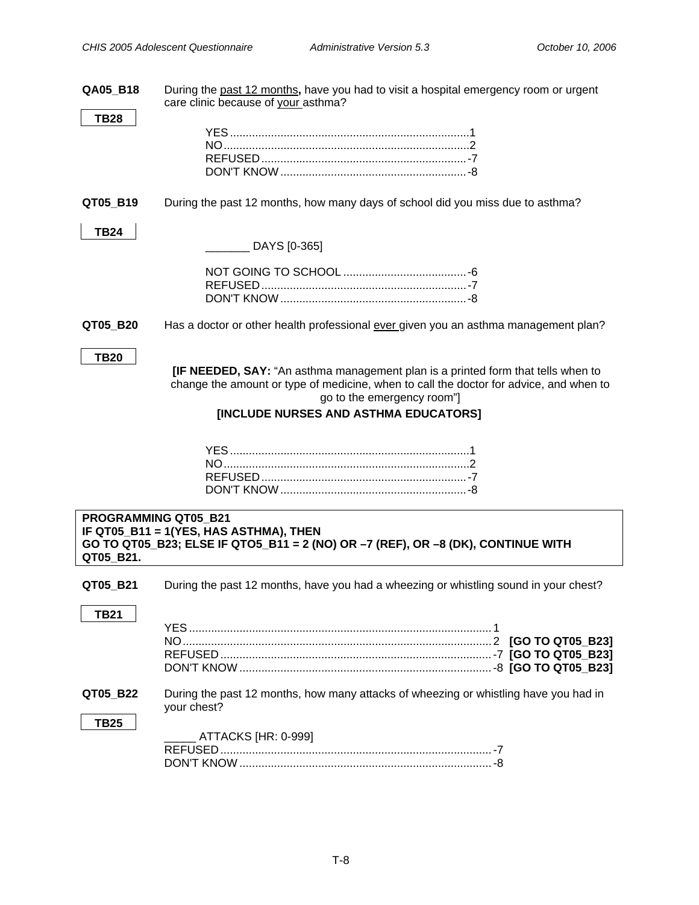**QA05_B18** During the past 12 months**,** have you had to visit a hospital emergency room or urgent care clinic because of your asthma?

**TB28**

YES ............................................................................1
NO..............................................................................2
REFUSED .................................................................-7
DON'T KNOW ...........................................................-8

**QT05_B19** During the past 12 months, how many days of school did you miss due to asthma?

**TB24**

_______ DAYS [0-365]

NOT GOING TO SCHOOL .......................................-6
REFUSED .................................................................-7
DON'T KNOW ...........................................................-8

**QT05_B20** Has a doctor or other health professional ever given you an asthma management plan?

**TB20**

**[IF NEEDED, SAY:** "An asthma management plan is a printed form that tells when to change the amount or type of medicine, when to call the doctor for advice, and when to go to the emergency room"]

**[INCLUDE NURSES AND ASTHMA EDUCATORS]**

YES ............................................................................1
NO..............................................................................2
REFUSED .................................................................-7
DON'T KNOW ...........................................................-8

**PROGRAMMING QT05_B21**
**IF QT05_B11 = 1(YES, HAS ASTHMA), THEN**
**GO TO QT05_B23; ELSE IF QTO5_B11 = 2 (NO) OR –7 (REF), OR –8 (DK), CONTINUE WITH QT05_B21.**

**QT05_B21** During the past 12 months, have you had a wheezing or whistling sound in your chest?

**TB21**

YES ................................................................................................1
NO..................................................................................................2 **[GO TO QT05_B23]**
REFUSED .......................................................................................-7 **[GO TO QT05_B23]**
DON'T KNOW .................................................................................-8 **[GO TO QT05_B23]**

**QT05_B22** During the past 12 months, how many attacks of wheezing or whistling have you had in your chest?

**TB25**

_____ ATTACKS [HR: 0-999]
REFUSED .......................................................................................-7
DON'T KNOW .................................................................................-8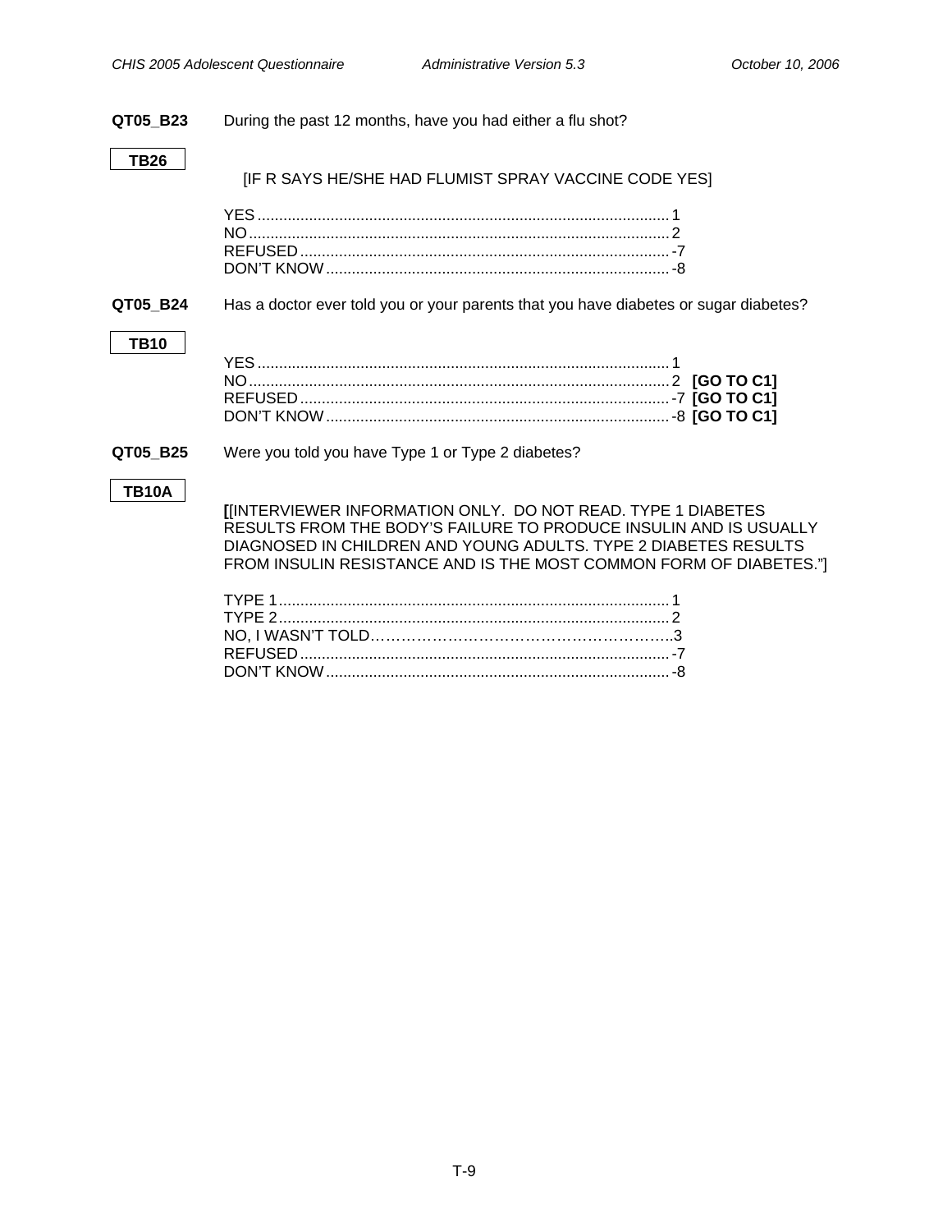**QT05_B23** During the past 12 months, have you had either a flu shot?

**TB26**

[IF R SAYS HE/SHE HAD FLUMIST SPRAY VACCINE CODE YES]

YES........................................................................................1
NO..........................................................................................2
REFUSED...............................................................................-7
DON'T KNOW.........................................................................-8

**QT05_B24** Has a doctor ever told you or your parents that you have diabetes or sugar diabetes?

**TB10**

YES........................................................................................1
NO..........................................................................................2 **[GO TO C1]**
REFUSED...............................................................................-7 **[GO TO C1]**
DON'T KNOW.........................................................................-8 **[GO TO C1]**

**QT05_B25** Were you told you have Type 1 or Type 2 diabetes?

**TB10A**

**[**[INTERVIEWER INFORMATION ONLY. DO NOT READ. TYPE 1 DIABETES RESULTS FROM THE BODY'S FAILURE TO PRODUCE INSULIN AND IS USUALLY DIAGNOSED IN CHILDREN AND YOUNG ADULTS. TYPE 2 DIABETES RESULTS FROM INSULIN RESISTANCE AND IS THE MOST COMMON FORM OF DIABETES."]

TYPE 1...................................................................................1
TYPE 2...................................................................................2
NO, I WASN'T TOLD……………………………………………………..3
REFUSED...............................................................................-7
DON'T KNOW.........................................................................-8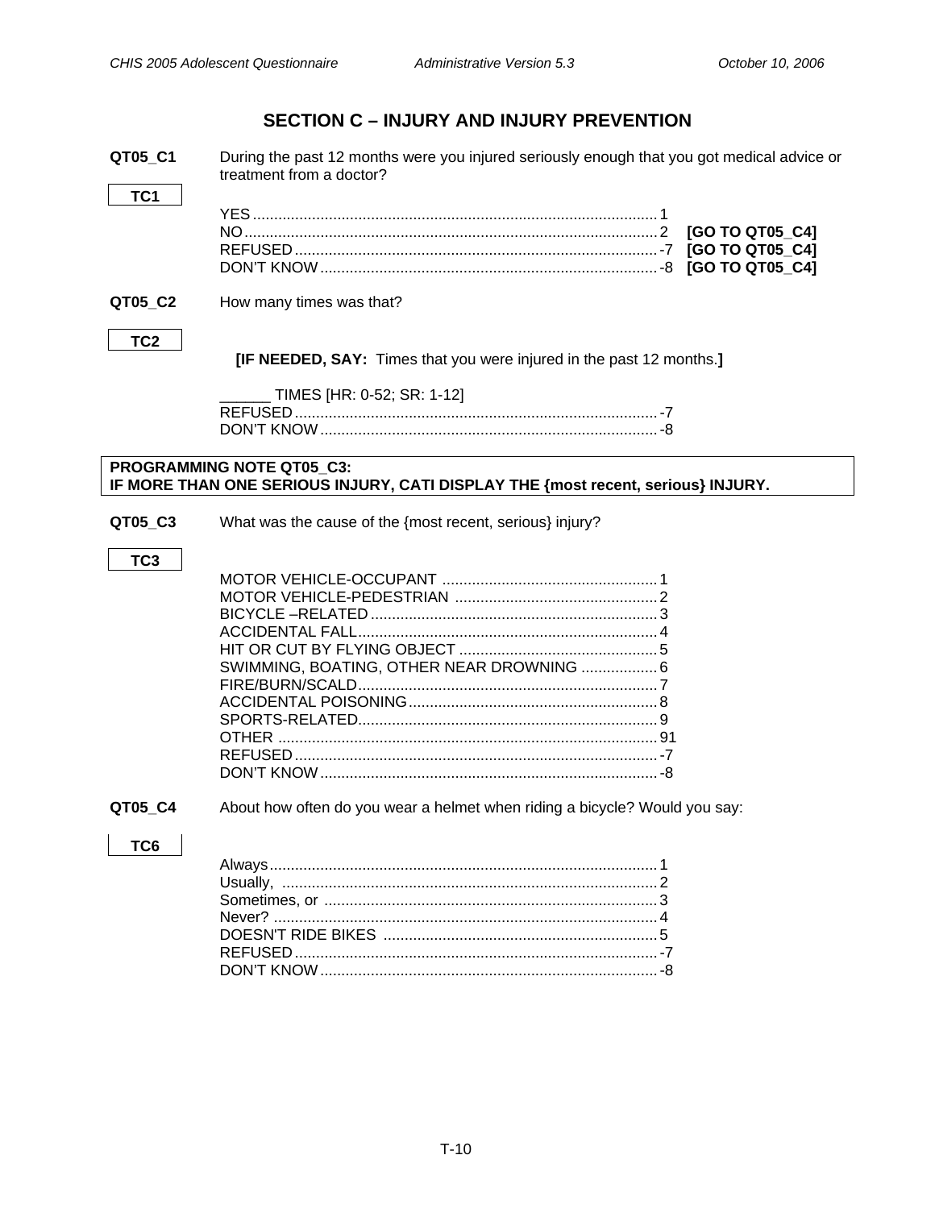## SECTION C – INJURY AND INJURY PREVENTION

**QT05_C1** During the past 12 months were you injured seriously enough that you got medical advice or treatment from a doctor?

**TC1**

| | | |
|---|---|---|
| YES | 1 | |
| NO | 2 | **[GO TO QT05_C4]** |
| REFUSED | -7 | **[GO TO QT05_C4]** |
| DON'T KNOW | -8 | **[GO TO QT05_C4]** |

**QT05_C2** How many times was that?

**TC2**

**[IF NEEDED, SAY:** Times that you were injured in the past 12 months.**]**

______ TIMES [HR: 0-52; SR: 1-12]

| | |
|---|---|
| REFUSED | -7 |
| DON'T KNOW | -8 |

**PROGRAMMING NOTE QT05_C3:**
**IF MORE THAN ONE SERIOUS INJURY, CATI DISPLAY THE {most recent, serious} INJURY.**

**QT05_C3** What was the cause of the {most recent, serious} injury?

**TC3**

| | |
|---|---|
| MOTOR VEHICLE-OCCUPANT | 1 |
| MOTOR VEHICLE-PEDESTRIAN | 2 |
| BICYCLE –RELATED | 3 |
| ACCIDENTAL FALL | 4 |
| HIT OR CUT BY FLYING OBJECT | 5 |
| SWIMMING, BOATING, OTHER NEAR DROWNING | 6 |
| FIRE/BURN/SCALD | 7 |
| ACCIDENTAL POISONING | 8 |
| SPORTS-RELATED | 9 |
| OTHER | 91 |
| REFUSED | -7 |
| DON'T KNOW | -8 |

**QT05_C4** About how often do you wear a helmet when riding a bicycle? Would you say:

**TC6**

| | |
|---|---|
| Always | 1 |
| Usually, | 2 |
| Sometimes, or | 3 |
| Never? | 4 |
| DOESN'T RIDE BIKES | 5 |
| REFUSED | -7 |
| DON'T KNOW | -8 |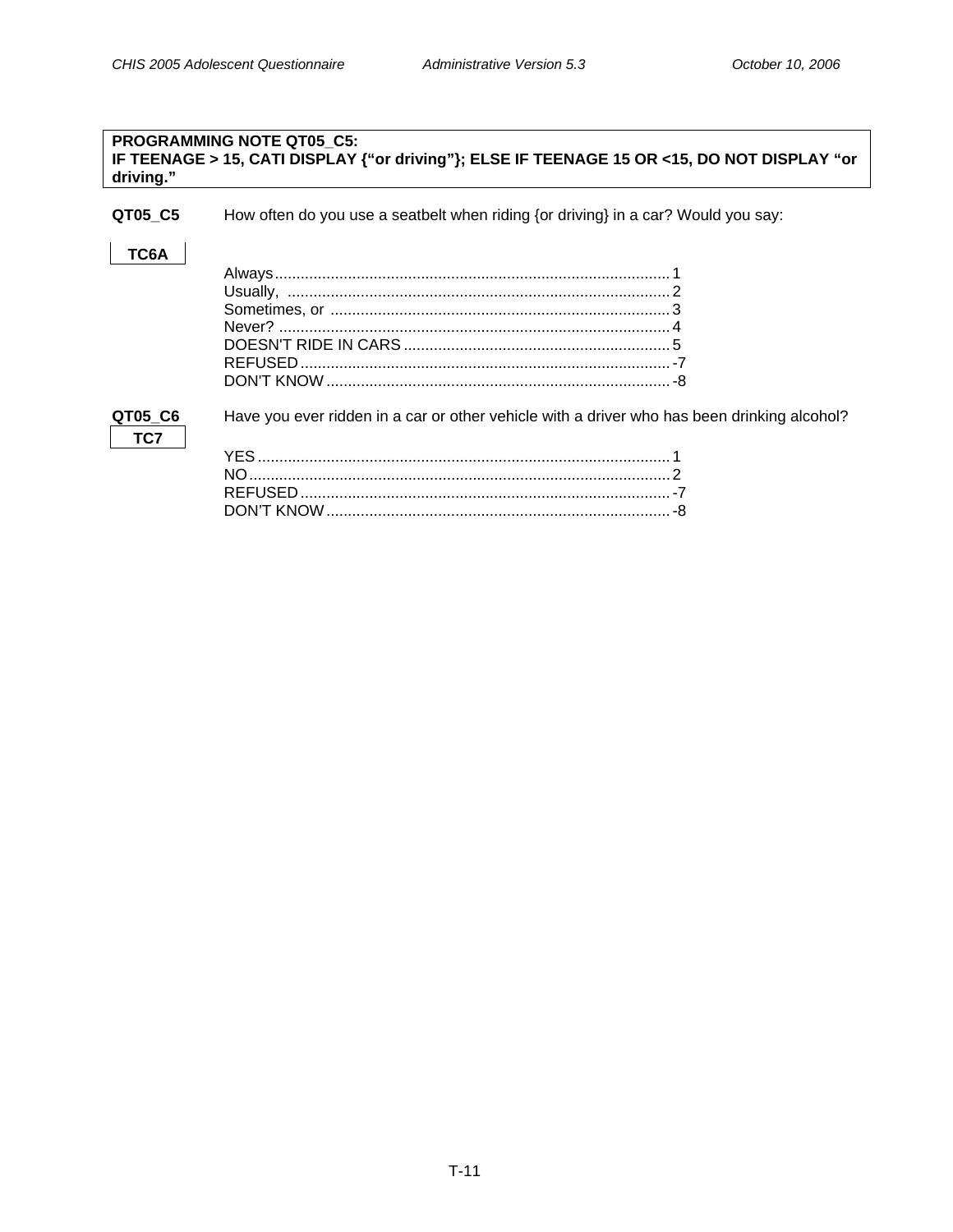**PROGRAMMING NOTE QT05_C5:**
**IF TEENAGE > 15, CATI DISPLAY {"or driving"}; ELSE IF TEENAGE 15 OR <15, DO NOT DISPLAY "or driving."**

**QT05_C5** How often do you use a seatbelt when riding {or driving} in a car? Would you say:

**TC6A**

- Always ........ 1
- Usually, ........ 2
- Sometimes, or ........ 3
- Never? ........ 4
- DOESN'T RIDE IN CARS ........ 5
- REFUSED ........ -7
- DON'T KNOW ........ -8

**QT05_C6** Have you ever ridden in a car or other vehicle with a driver who has been drinking alcohol?

**TC7**

- YES ........ 1
- NO ........ 2
- REFUSED ........ -7
- DON'T KNOW ........ -8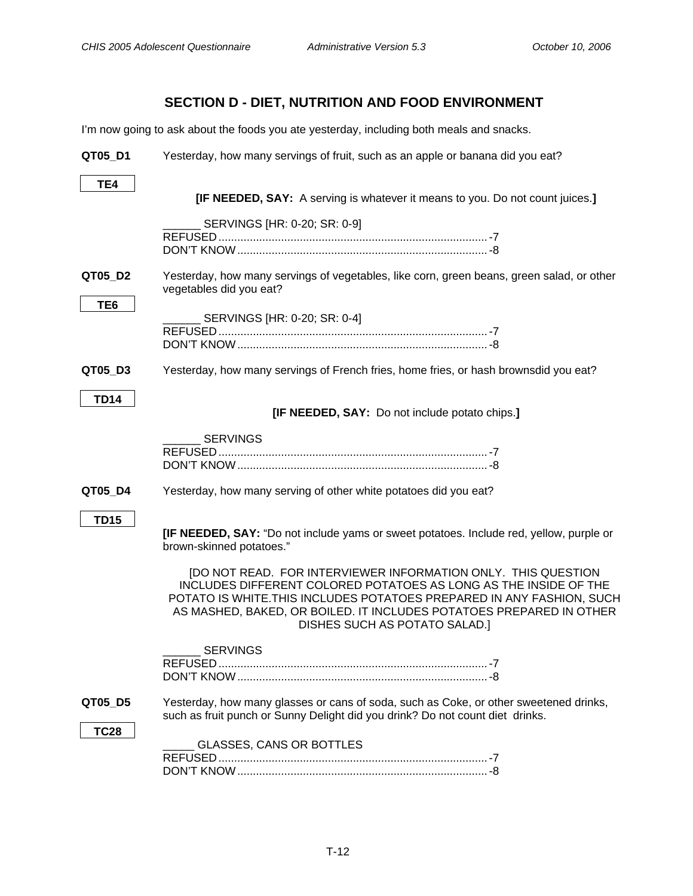## SECTION D - DIET, NUTRITION AND FOOD ENVIRONMENT

I'm now going to ask about the foods you ate yesterday, including both meals and snacks.

**QT05_D1** Yesterday, how many servings of fruit, such as an apple or banana did you eat?

**TE4**

**[IF NEEDED, SAY:** A serving is whatever it means to you. Do not count juices.**]**

______ SERVINGS [HR: 0-20; SR: 0-9]
REFUSED....................................................................................-7
DON'T KNOW...............................................................................-8

**QT05_D2** Yesterday, how many servings of vegetables, like corn, green beans, green salad, or other vegetables did you eat?

**TE6**

______ SERVINGS [HR: 0-20; SR: 0-4]
REFUSED....................................................................................-7
DON'T KNOW...............................................................................-8

**QT05_D3** Yesterday, how many servings of French fries, home fries, or hash brownsdid you eat?

**TD14**

**[IF NEEDED, SAY:** Do not include potato chips.**]**

______ SERVINGS
REFUSED....................................................................................-7
DON'T KNOW...............................................................................-8

**QT05_D4** Yesterday, how many serving of other white potatoes did you eat?

**TD15**

**[IF NEEDED, SAY:** "Do not include yams or sweet potatoes. Include red, yellow, purple or brown-skinned potatoes."

[DO NOT READ. FOR INTERVIEWER INFORMATION ONLY. THIS QUESTION INCLUDES DIFFERENT COLORED POTATOES AS LONG AS THE INSIDE OF THE POTATO IS WHITE.THIS INCLUDES POTATOES PREPARED IN ANY FASHION, SUCH AS MASHED, BAKED, OR BOILED. IT INCLUDES POTATOES PREPARED IN OTHER DISHES SUCH AS POTATO SALAD.]

______ SERVINGS
REFUSED....................................................................................-7
DON'T KNOW...............................................................................-8

**QT05_D5** Yesterday, how many glasses or cans of soda, such as Coke, or other sweetened drinks, such as fruit punch or Sunny Delight did you drink? Do not count diet drinks.

**TC28**

_____ GLASSES, CANS OR BOTTLES
REFUSED....................................................................................-7
DON'T KNOW...............................................................................-8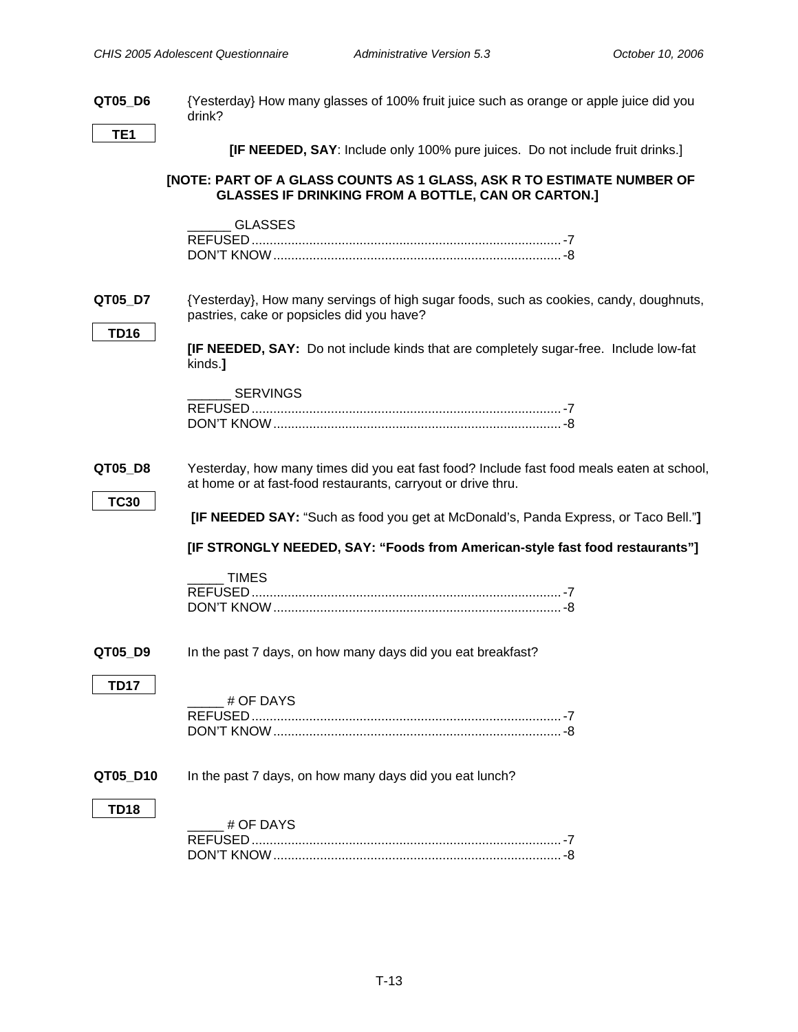**QT05_D6** {Yesterday} How many glasses of 100% fruit juice such as orange or apple juice did you drink?

**TE1**

**[IF NEEDED, SAY**: Include only 100% pure juices. Do not include fruit drinks.]

**[NOTE: PART OF A GLASS COUNTS AS 1 GLASS, ASK R TO ESTIMATE NUMBER OF GLASSES IF DRINKING FROM A BOTTLE, CAN OR CARTON.]**

______ GLASSES
REFUSED ....................................................................................... -7
DON'T KNOW ................................................................................. -8

**QT05_D7** {Yesterday}, How many servings of high sugar foods, such as cookies, candy, doughnuts, pastries, cake or popsicles did you have?

**TD16**

**[IF NEEDED, SAY:** Do not include kinds that are completely sugar-free. Include low-fat kinds.**]**

______ SERVINGS
REFUSED ....................................................................................... -7
DON'T KNOW ................................................................................. -8

**QT05_D8** Yesterday, how many times did you eat fast food? Include fast food meals eaten at school, at home or at fast-food restaurants, carryout or drive thru.

**TC30**

**[IF NEEDED SAY:** "Such as food you get at McDonald's, Panda Express, or Taco Bell."**]**

**[IF STRONGLY NEEDED, SAY: "Foods from American-style fast food restaurants"]**

_____ TIMES
REFUSED ....................................................................................... -7
DON'T KNOW ................................................................................. -8

**QT05_D9** In the past 7 days, on how many days did you eat breakfast?

**TD17**

_____ # OF DAYS
REFUSED ....................................................................................... -7
DON'T KNOW ................................................................................. -8

**QT05_D10** In the past 7 days, on how many days did you eat lunch?

**TD18**

_____ # OF DAYS
REFUSED ....................................................................................... -7
DON'T KNOW ................................................................................. -8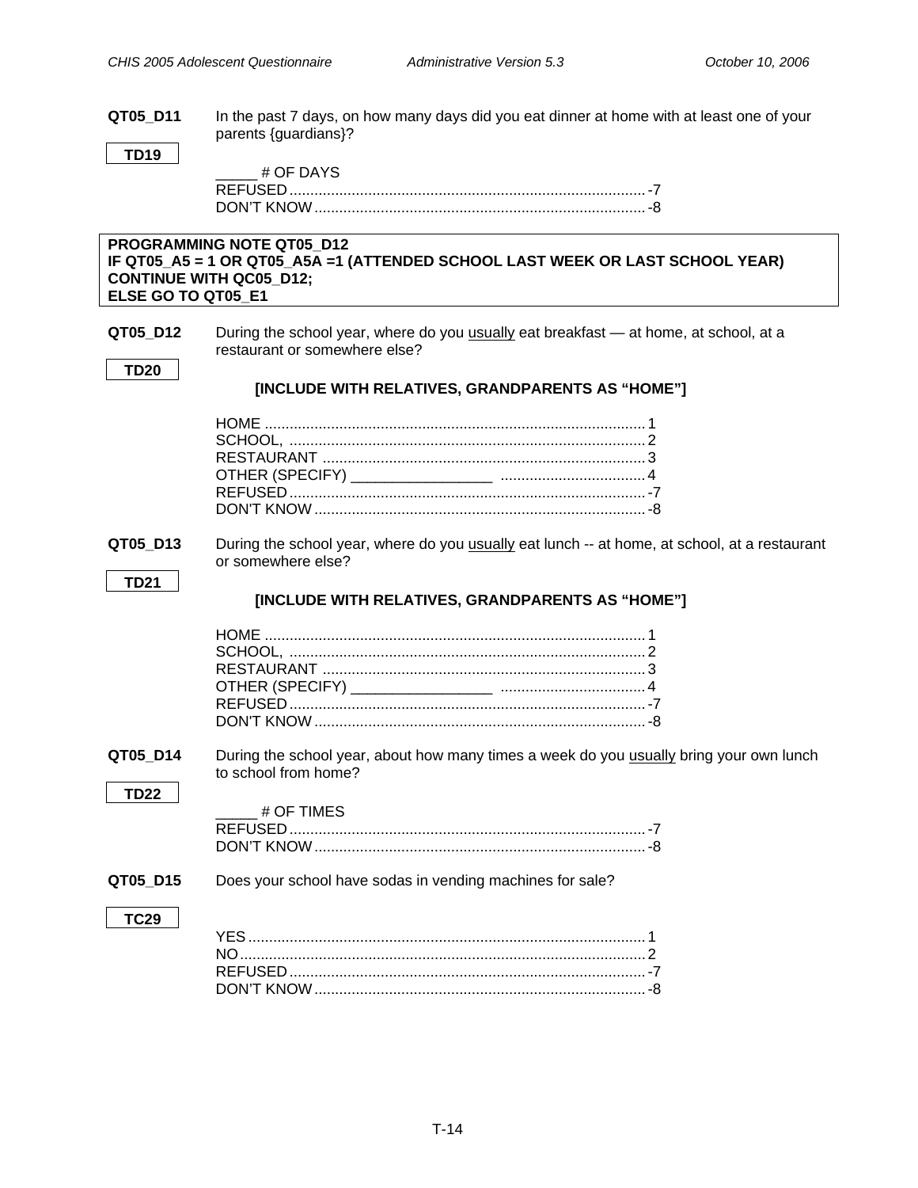**QT05_D11** In the past 7 days, on how many days did you eat dinner at home with at least one of your parents {guardians}?

**TD19**

_____ # OF DAYS
REFUSED ...................................................................................... -7
DON'T KNOW ................................................................................ -8

**PROGRAMMING NOTE QT05_D12**
**IF QT05_A5 = 1 OR QT05_A5A =1 (ATTENDED SCHOOL LAST WEEK OR LAST SCHOOL YEAR) CONTINUE WITH QC05_D12;**
**ELSE GO TO QT05_E1**

**QT05_D12** During the school year, where do you <u>usually</u> eat breakfast — at home, at school, at a restaurant or somewhere else?

**TD20**

**[INCLUDE WITH RELATIVES, GRANDPARENTS AS "HOME"]**

HOME ........................................................................................... 1
SCHOOL, ..................................................................................... 2
RESTAURANT ............................................................................. 3
OTHER (SPECIFY) _________________ .................................. 4
REFUSED ...................................................................................... -7
DON'T KNOW ................................................................................ -8

**QT05_D13** During the school year, where do you <u>usually</u> eat lunch -- at home, at school, at a restaurant or somewhere else?

**TD21**

**[INCLUDE WITH RELATIVES, GRANDPARENTS AS "HOME"]**

HOME ........................................................................................... 1
SCHOOL, ..................................................................................... 2
RESTAURANT ............................................................................. 3
OTHER (SPECIFY) _________________ .................................. 4
REFUSED ...................................................................................... -7
DON'T KNOW ................................................................................ -8

**QT05_D14** During the school year, about how many times a week do you <u>usually</u> bring your own lunch to school from home?

**TD22**

_____ # OF TIMES
REFUSED ...................................................................................... -7
DON'T KNOW ................................................................................ -8

**QT05_D15** Does your school have sodas in vending machines for sale?

**TC29**

YES ................................................................................................ 1
NO .................................................................................................. 2
REFUSED ...................................................................................... -7
DON'T KNOW ................................................................................ -8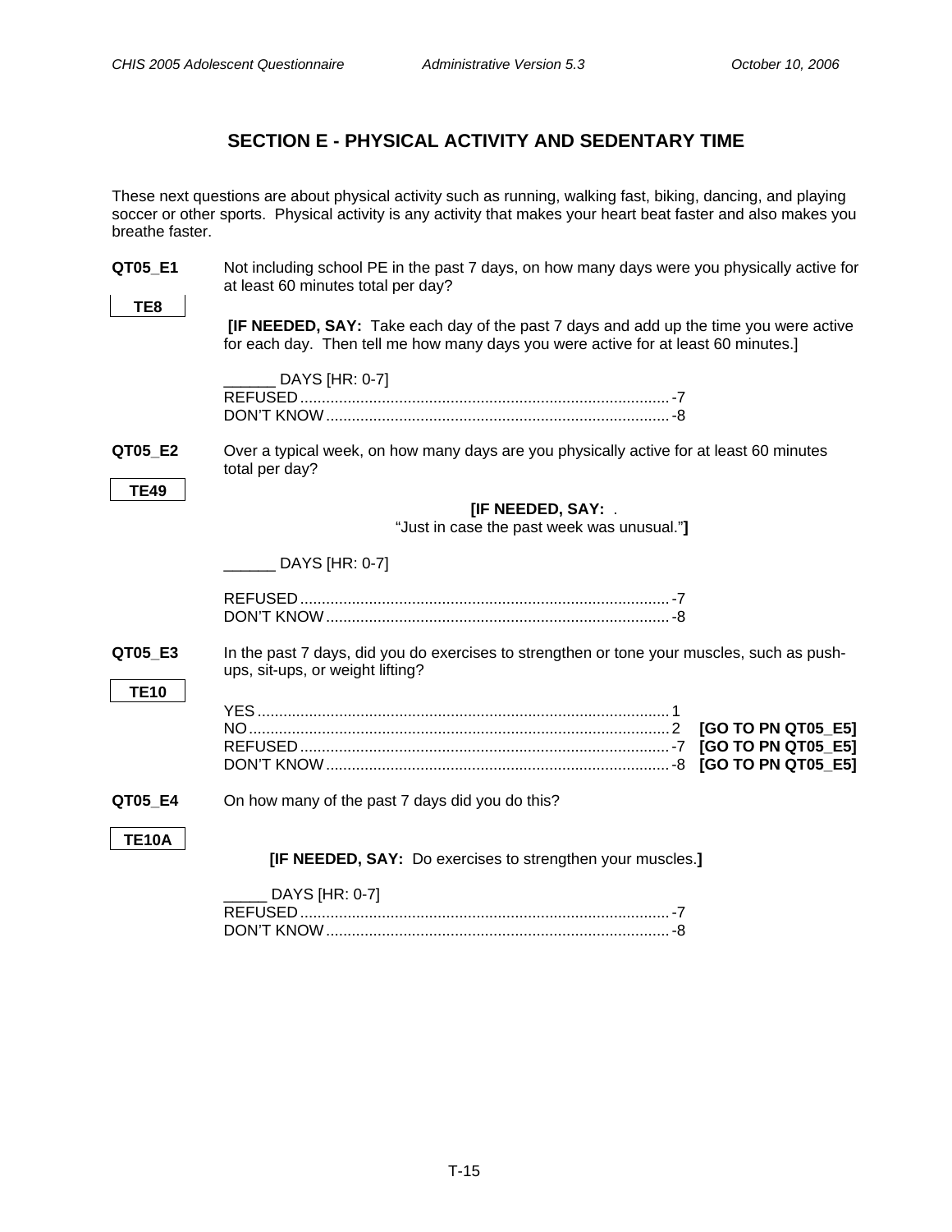## SECTION E - PHYSICAL ACTIVITY AND SEDENTARY TIME

These next questions are about physical activity such as running, walking fast, biking, dancing, and playing soccer or other sports. Physical activity is any activity that makes your heart beat faster and also makes you breathe faster.

**QT05_E1** Not including school PE in the past 7 days, on how many days were you physically active for at least 60 minutes total per day?

**TE8**

**[IF NEEDED, SAY:** Take each day of the past 7 days and add up the time you were active for each day. Then tell me how many days you were active for at least 60 minutes.]

______ DAYS [HR: 0-7]
REFUSED ........................................ -7
DON'T KNOW ..................................... -8

**QT05_E2** Over a typical week, on how many days are you physically active for at least 60 minutes total per day?

**TE49**

**[IF NEEDED, SAY:** .
"Just in case the past week was unusual."**]**

______ DAYS [HR: 0-7]

REFUSED ........................................ -7
DON'T KNOW ..................................... -8

**QT05_E3** In the past 7 days, did you do exercises to strengthen or tone your muscles, such as push-ups, sit-ups, or weight lifting?

**TE10**

YES ............................................. 1
NO .............................................. 2 **[GO TO PN QT05_E5]**
REFUSED ........................................ -7 **[GO TO PN QT05_E5]**
DON'T KNOW ..................................... -8 **[GO TO PN QT05_E5]**

**QT05_E4** On how many of the past 7 days did you do this?

**TE10A**

**[IF NEEDED, SAY:** Do exercises to strengthen your muscles.**]**

_____ DAYS [HR: 0-7]
REFUSED ........................................ -7
DON'T KNOW ..................................... -8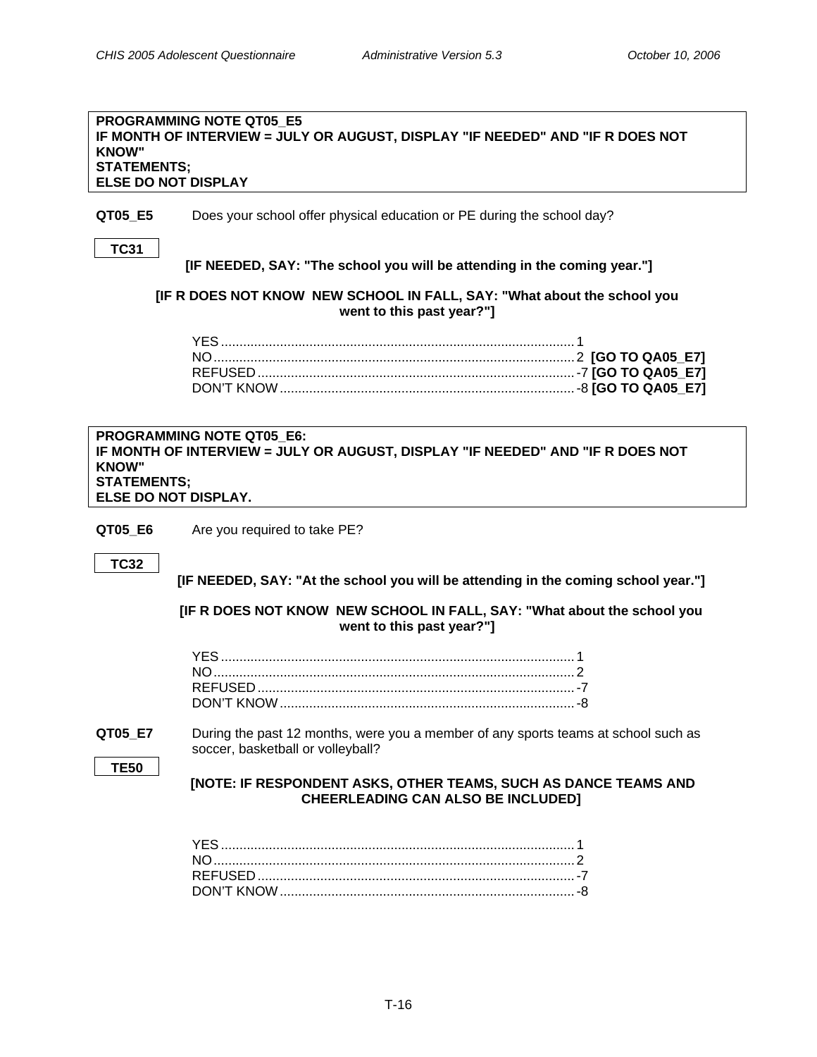**PROGRAMMING NOTE QT05_E5**
**IF MONTH OF INTERVIEW = JULY OR AUGUST, DISPLAY "IF NEEDED" AND "IF R DOES NOT KNOW" STATEMENTS;**
**ELSE DO NOT DISPLAY**

**QT05_E5** Does your school offer physical education or PE during the school day?

**TC31**

**[IF NEEDED, SAY: "The school you will be attending in the coming year."]**

**[IF R DOES NOT KNOW NEW SCHOOL IN FALL, SAY: "What about the school you went to this past year?"]**

YES .......... 1
NO .......... 2 **[GO TO QA05_E7]**
REFUSED .......... -7 **[GO TO QA05_E7]**
DON'T KNOW .......... -8 **[GO TO QA05_E7]**

**PROGRAMMING NOTE QT05_E6:**
**IF MONTH OF INTERVIEW = JULY OR AUGUST, DISPLAY "IF NEEDED" AND "IF R DOES NOT KNOW" STATEMENTS;**
**ELSE DO NOT DISPLAY.**

**QT05_E6** Are you required to take PE?

**TC32**

**[IF NEEDED, SAY: "At the school you will be attending in the coming school year."]**

**[IF R DOES NOT KNOW NEW SCHOOL IN FALL, SAY: "What about the school you went to this past year?"]**

YES .......... 1
NO .......... 2
REFUSED .......... -7
DON'T KNOW .......... -8

**QT05_E7** During the past 12 months, were you a member of any sports teams at school such as soccer, basketball or volleyball?

**TE50**

**[NOTE: IF RESPONDENT ASKS, OTHER TEAMS, SUCH AS DANCE TEAMS AND CHEERLEADING CAN ALSO BE INCLUDED]**

YES .......... 1
NO .......... 2
REFUSED .......... -7
DON'T KNOW .......... -8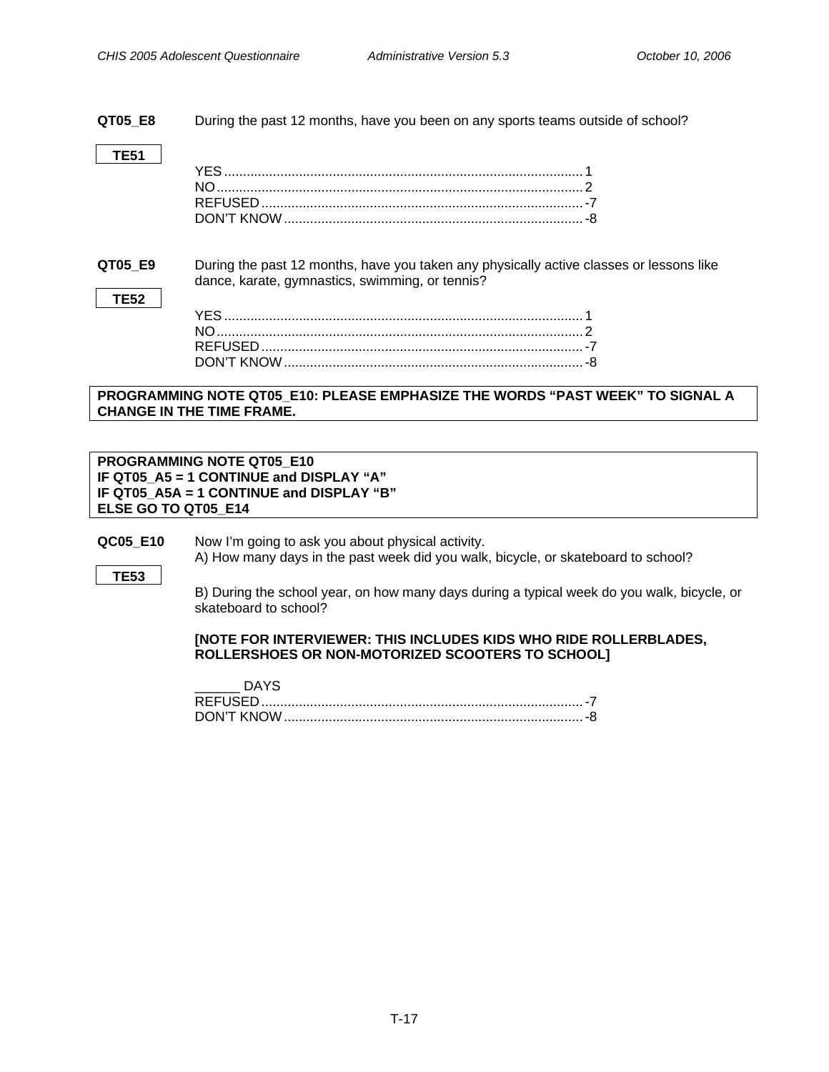**QT05_E8** During the past 12 months, have you been on any sports teams outside of school?

**TE51**

YES ..... 1
NO ..... 2
REFUSED ..... -7
DON'T KNOW ..... -8

**QT05_E9** During the past 12 months, have you taken any physically active classes or lessons like dance, karate, gymnastics, swimming, or tennis?

**TE52**

YES ..... 1
NO ..... 2
REFUSED ..... -7
DON'T KNOW ..... -8

**PROGRAMMING NOTE QT05_E10: PLEASE EMPHASIZE THE WORDS "PAST WEEK" TO SIGNAL A CHANGE IN THE TIME FRAME.**

**PROGRAMMING NOTE QT05_E10**
**IF QT05_A5 = 1 CONTINUE and DISPLAY "A"**
**IF QT05_A5A = 1 CONTINUE and DISPLAY "B"**
**ELSE GO TO QT05_E14**

**QC05_E10** Now I'm going to ask you about physical activity.
A) How many days in the past week did you walk, bicycle, or skateboard to school?

**TE53**

B) During the school year, on how many days during a typical week do you walk, bicycle, or skateboard to school?

**[NOTE FOR INTERVIEWER: THIS INCLUDES KIDS WHO RIDE ROLLERBLADES, ROLLERSHOES OR NON-MOTORIZED SCOOTERS TO SCHOOL]**

______ DAYS
REFUSED ..... -7
DON'T KNOW ..... -8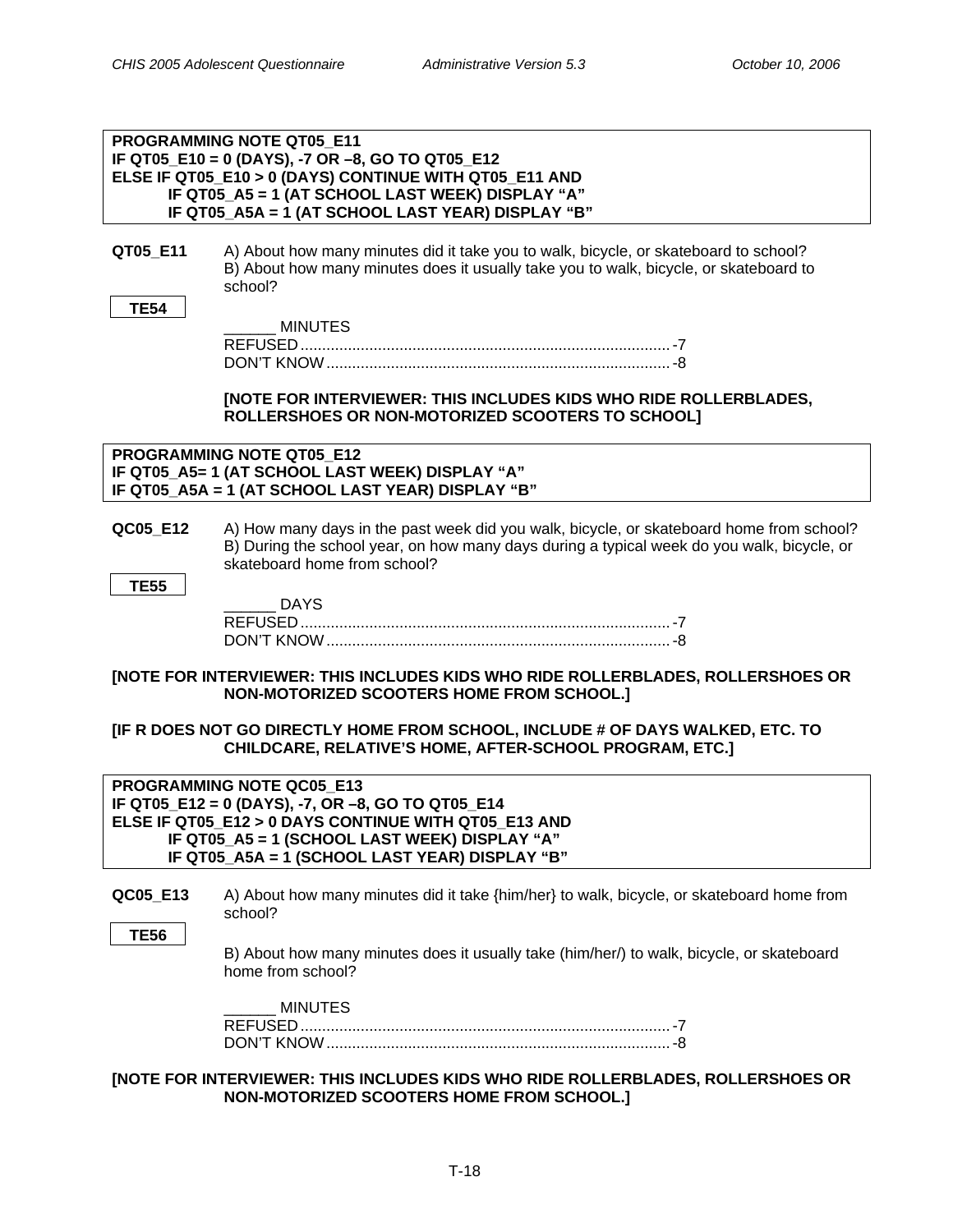**PROGRAMMING NOTE QT05_E11**
**IF QT05_E10 = 0 (DAYS), -7 OR –8, GO TO QT05_E12**
**ELSE IF QT05_E10 > 0 (DAYS) CONTINUE WITH QT05_E11 AND**
**IF QT05_A5 = 1 (AT SCHOOL LAST WEEK) DISPLAY "A"**
**IF QT05_A5A = 1 (AT SCHOOL LAST YEAR) DISPLAY "B"**

**QT05_E11** A) About how many minutes did it take you to walk, bicycle, or skateboard to school?
B) About how many minutes does it usually take you to walk, bicycle, or skateboard to school?

**TE54**

______ MINUTES
REFUSED ........................................................................ -7
DON'T KNOW .................................................................. -8

**[NOTE FOR INTERVIEWER: THIS INCLUDES KIDS WHO RIDE ROLLERBLADES, ROLLERSHOES OR NON-MOTORIZED SCOOTERS TO SCHOOL]**

**PROGRAMMING NOTE QT05_E12**
**IF QT05_A5= 1 (AT SCHOOL LAST WEEK) DISPLAY "A"**
**IF QT05_A5A = 1 (AT SCHOOL LAST YEAR) DISPLAY "B"**

**QC05_E12** A) How many days in the past week did you walk, bicycle, or skateboard home from school?
B) During the school year, on how many days during a typical week do you walk, bicycle, or skateboard home from school?

**TE55**

______ DAYS
REFUSED ........................................................................ -7
DON'T KNOW .................................................................. -8

**[NOTE FOR INTERVIEWER: THIS INCLUDES KIDS WHO RIDE ROLLERBLADES, ROLLERSHOES OR NON-MOTORIZED SCOOTERS HOME FROM SCHOOL.]**

**[IF R DOES NOT GO DIRECTLY HOME FROM SCHOOL, INCLUDE # OF DAYS WALKED, ETC. TO CHILDCARE, RELATIVE'S HOME, AFTER-SCHOOL PROGRAM, ETC.]**

**PROGRAMMING NOTE QC05_E13**
**IF QT05_E12 = 0 (DAYS), -7, OR –8, GO TO QT05_E14**
**ELSE IF QT05_E12 > 0 DAYS CONTINUE WITH QT05_E13 AND**
**IF QT05_A5 = 1 (SCHOOL LAST WEEK) DISPLAY "A"**
**IF QT05_A5A = 1 (SCHOOL LAST YEAR) DISPLAY "B"**

**QC05_E13** A) About how many minutes did it take {him/her} to walk, bicycle, or skateboard home from school?

**TE56**

B) About how many minutes does it usually take (him/her/) to walk, bicycle, or skateboard home from school?

______ MINUTES
REFUSED ........................................................................ -7
DON'T KNOW .................................................................. -8

**[NOTE FOR INTERVIEWER: THIS INCLUDES KIDS WHO RIDE ROLLERBLADES, ROLLERSHOES OR NON-MOTORIZED SCOOTERS HOME FROM SCHOOL.]**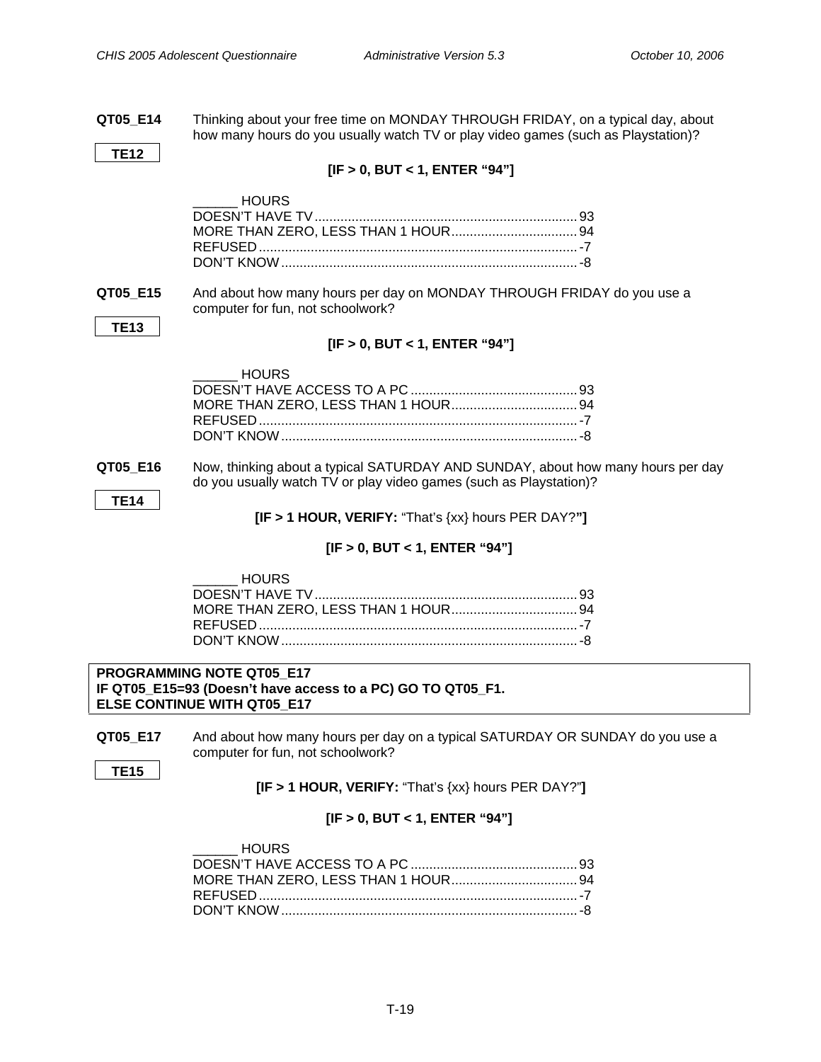**QT05_E14** Thinking about your free time on MONDAY THROUGH FRIDAY, on a typical day, about how many hours do you usually watch TV or play video games (such as Playstation)?

**TE12**

**[IF > 0, BUT < 1, ENTER "94"]**

______ HOURS
DOESN'T HAVE TV .......................................................................... 93
MORE THAN ZERO, LESS THAN 1 HOUR .................................. 94
REFUSED ...................................................................................... -7
DON'T KNOW ................................................................................ -8

**QT05_E15** And about how many hours per day on MONDAY THROUGH FRIDAY do you use a computer for fun, not schoolwork?

**TE13**

**[IF > 0, BUT < 1, ENTER "94"]**

______ HOURS
DOESN'T HAVE ACCESS TO A PC ............................................. 93
MORE THAN ZERO, LESS THAN 1 HOUR .................................. 94
REFUSED ...................................................................................... -7
DON'T KNOW ................................................................................ -8

**QT05_E16** Now, thinking about a typical SATURDAY AND SUNDAY, about how many hours per day do you usually watch TV or play video games (such as Playstation)?

**TE14**

**[IF > 1 HOUR, VERIFY:** "That's {xx} hours PER DAY?**"]**

**[IF > 0, BUT < 1, ENTER "94"]**

______ HOURS
DOESN'T HAVE TV .......................................................................... 93
MORE THAN ZERO, LESS THAN 1 HOUR .................................. 94
REFUSED ...................................................................................... -7
DON'T KNOW ................................................................................ -8

**PROGRAMMING NOTE QT05_E17**
**IF QT05_E15=93 (Doesn't have access to a PC) GO TO QT05_F1.**
**ELSE CONTINUE WITH QT05_E17**

**QT05_E17** And about how many hours per day on a typical SATURDAY OR SUNDAY do you use a computer for fun, not schoolwork?

**TE15**

**[IF > 1 HOUR, VERIFY:** "That's {xx} hours PER DAY?"**]**

**[IF > 0, BUT < 1, ENTER "94"]**

______ HOURS
DOESN'T HAVE ACCESS TO A PC ............................................. 93
MORE THAN ZERO, LESS THAN 1 HOUR .................................. 94
REFUSED ...................................................................................... -7
DON'T KNOW ................................................................................ -8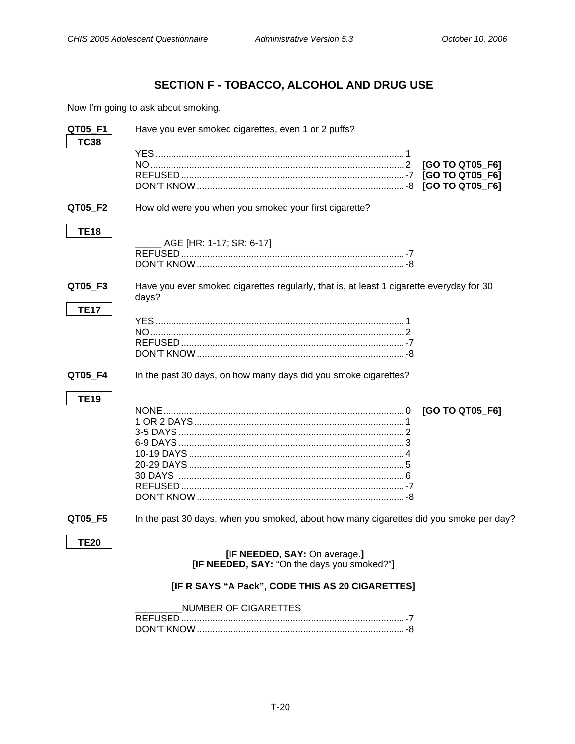## SECTION F - TOBACCO, ALCOHOL AND DRUG USE

Now I'm going to ask about smoking.

**QT05_F1** Have you ever smoked cigarettes, even 1 or 2 puffs?

**TC38**

YES.......................................................................................... 1
NO........................................................................................... 2 **[GO TO QT05_F6]**
REFUSED................................................................................ -7 **[GO TO QT05_F6]**
DON'T KNOW.......................................................................... -8 **[GO TO QT05_F6]**

**QT05_F2** How old were you when you smoked your first cigarette?

**TE18**

_____ AGE [HR: 1-17; SR: 6-17]
REFUSED................................................................................ -7
DON'T KNOW.......................................................................... -8

**QT05_F3** Have you ever smoked cigarettes regularly, that is, at least 1 cigarette everyday for 30 days?

**TE17**

YES.......................................................................................... 1
NO........................................................................................... 2
REFUSED................................................................................ -7
DON'T KNOW.......................................................................... -8

**QT05_F4** In the past 30 days, on how many days did you smoke cigarettes?

**TE19**

NONE...................................................................................... 0 **[GO TO QT05_F6]**
1 OR 2 DAYS........................................................................... 1
3-5 DAYS................................................................................. 2
6-9 DAYS................................................................................. 3
10-19 DAYS............................................................................. 4
20-29 DAYS............................................................................. 5
30 DAYS.................................................................................. 6
REFUSED................................................................................ -7
DON'T KNOW.......................................................................... -8

**QT05_F5** In the past 30 days, when you smoked, about how many cigarettes did you smoke per day?

**TE20**

**[IF NEEDED, SAY:** On average.**]**
**[IF NEEDED, SAY:** "On the days you smoked?"**]**

**[IF R SAYS "A Pack", CODE THIS AS 20 CIGARETTES]**

_________NUMBER OF CIGARETTES
REFUSED................................................................................ -7
DON'T KNOW.......................................................................... -8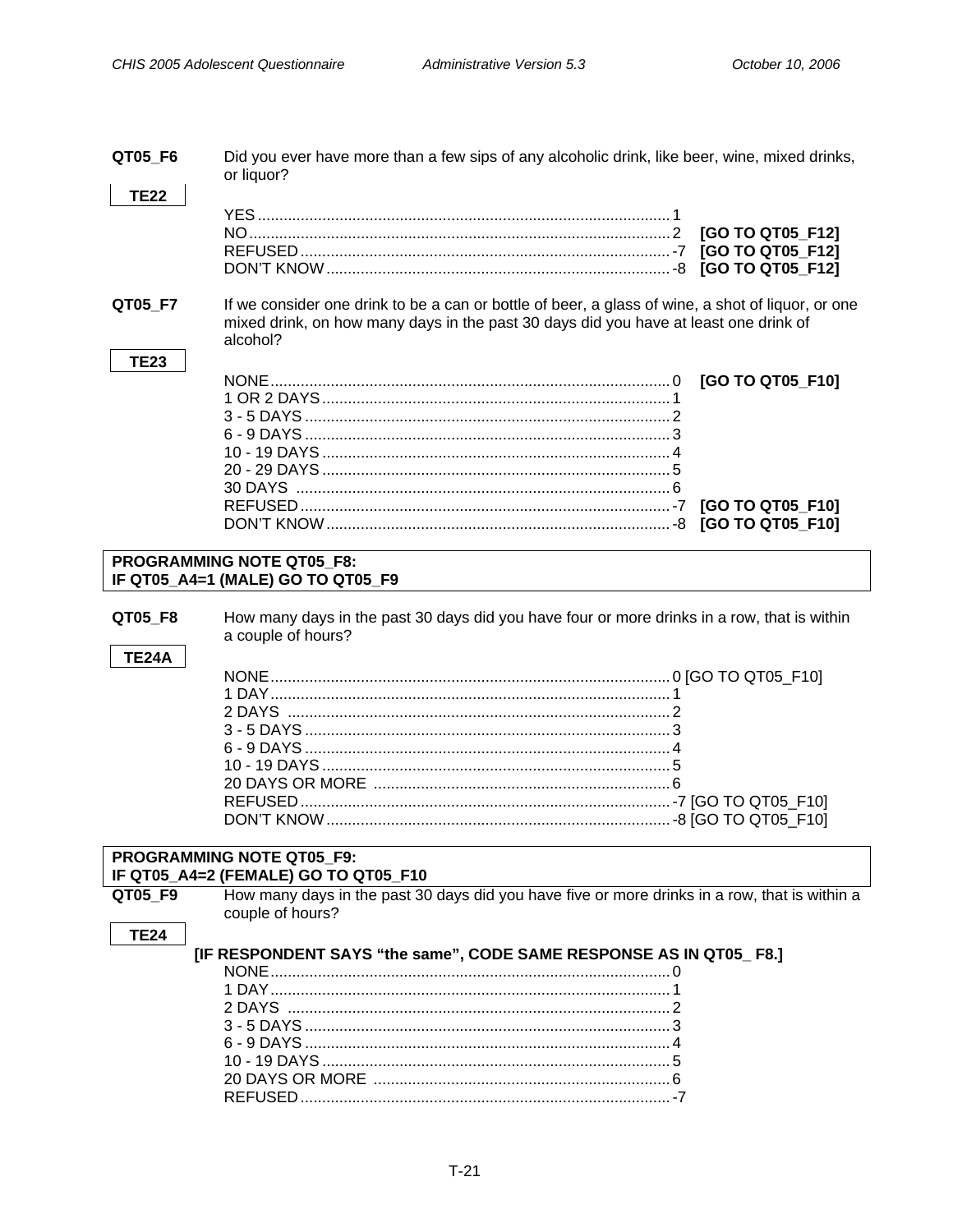**QT05_F6** Did you ever have more than a few sips of any alcoholic drink, like beer, wine, mixed drinks, or liquor?

**TE22**

| | | |
|---|---|---|
| YES | 1 | |
| NO | 2 | **[GO TO QT05_F12]** |
| REFUSED | -7 | **[GO TO QT05_F12]** |
| DON'T KNOW | -8 | **[GO TO QT05_F12]** |

**QT05_F7** If we consider one drink to be a can or bottle of beer, a glass of wine, a shot of liquor, or one mixed drink, on how many days in the past 30 days did you have at least one drink of alcohol?

**TE23**

| | | |
|---|---|---|
| NONE | 0 | **[GO TO QT05_F10]** |
| 1 OR 2 DAYS | 1 | |
| 3 - 5 DAYS | 2 | |
| 6 - 9 DAYS | 3 | |
| 10 - 19 DAYS | 4 | |
| 20 - 29 DAYS | 5 | |
| 30 DAYS | 6 | |
| REFUSED | -7 | **[GO TO QT05_F10]** |
| DON'T KNOW | -8 | **[GO TO QT05_F10]** |

**PROGRAMMING NOTE QT05_F8:**
**IF QT05_A4=1 (MALE) GO TO QT05_F9**

**QT05_F8** How many days in the past 30 days did you have four or more drinks in a row, that is within a couple of hours?

**TE24A**

| | | |
|---|---|---|
| NONE | 0 | [GO TO QT05_F10] |
| 1 DAY | 1 | |
| 2 DAYS | 2 | |
| 3 - 5 DAYS | 3 | |
| 6 - 9 DAYS | 4 | |
| 10 - 19 DAYS | 5 | |
| 20 DAYS OR MORE | 6 | |
| REFUSED | -7 | [GO TO QT05_F10] |
| DON'T KNOW | -8 | [GO TO QT05_F10] |

**PROGRAMMING NOTE QT05_F9:**
**IF QT05_A4=2 (FEMALE) GO TO QT05_F10**

**QT05_F9** How many days in the past 30 days did you have five or more drinks in a row, that is within a couple of hours?

**TE24**

**[IF RESPONDENT SAYS "the same", CODE SAME RESPONSE AS IN QT05_ F8.]**

| | |
|---|---|
| NONE | 0 |
| 1 DAY | 1 |
| 2 DAYS | 2 |
| 3 - 5 DAYS | 3 |
| 6 - 9 DAYS | 4 |
| 10 - 19 DAYS | 5 |
| 20 DAYS OR MORE | 6 |
| REFUSED | -7 |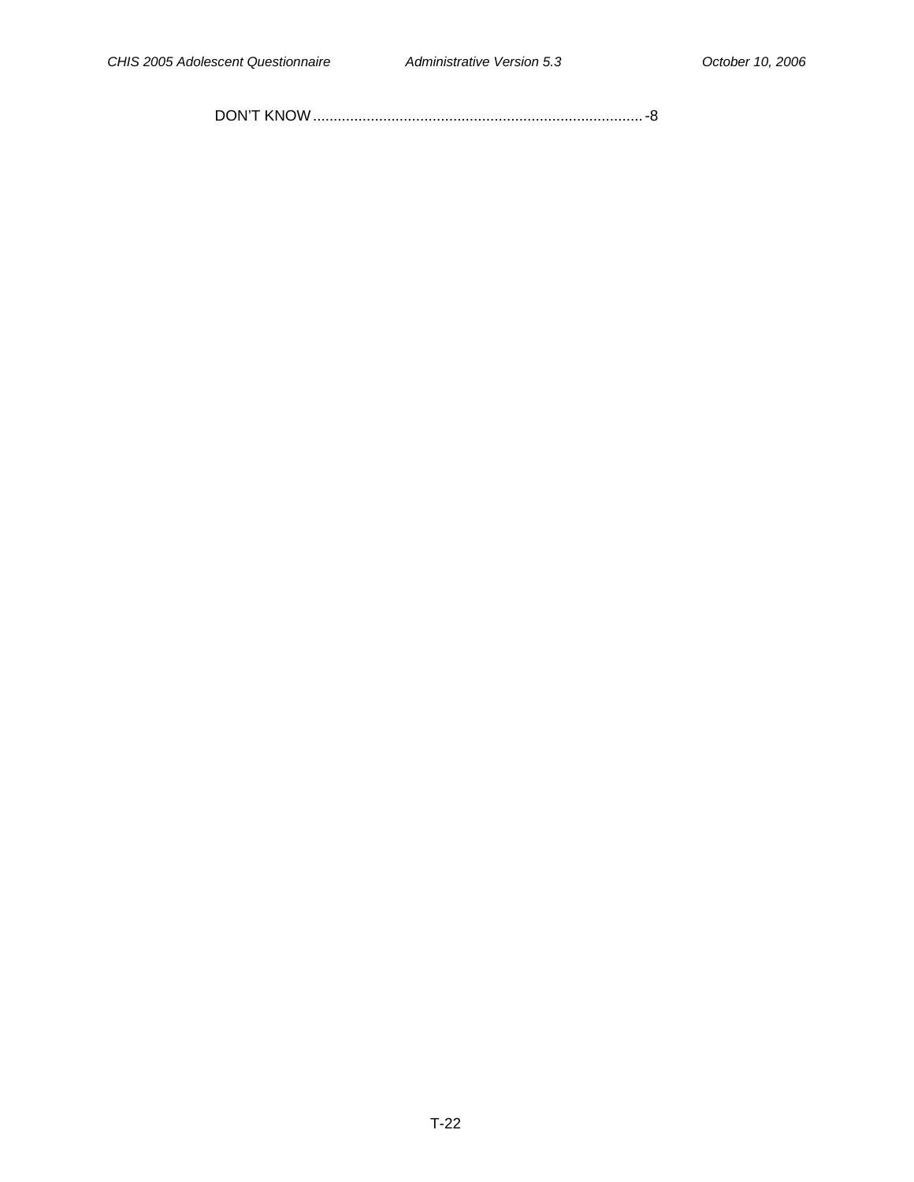DON'T KNOW................................................................................ -8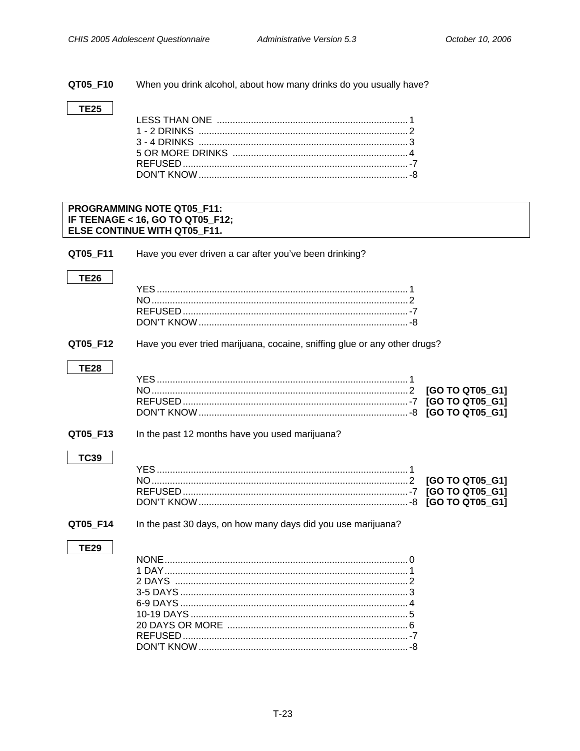**QT05_F10** When you drink alcohol, about how many drinks do you usually have?

**TE25**

| | | |
|---|---|---|
| LESS THAN ONE | 1 | |
| 1 - 2 DRINKS | 2 | |
| 3 - 4 DRINKS | 3 | |
| 5 OR MORE DRINKS | 4 | |
| REFUSED | -7 | |
| DON'T KNOW | -8 | |

**PROGRAMMING NOTE QT05_F11:**
**IF TEENAGE < 16, GO TO QT05_F12;**
**ELSE CONTINUE WITH QT05_F11.**

**QT05_F11** Have you ever driven a car after you've been drinking?

**TE26**

| | | |
|---|---|---|
| YES | 1 | |
| NO | 2 | |
| REFUSED | -7 | |
| DON'T KNOW | -8 | |

**QT05_F12** Have you ever tried marijuana, cocaine, sniffing glue or any other drugs?

**TE28**

| | | |
|---|---|---|
| YES | 1 | |
| NO | 2 | **[GO TO QT05_G1]** |
| REFUSED | -7 | **[GO TO QT05_G1]** |
| DON'T KNOW | -8 | **[GO TO QT05_G1]** |

**QT05_F13** In the past 12 months have you used marijuana?

**TC39**

| | | |
|---|---|---|
| YES | 1 | |
| NO | 2 | **[GO TO QT05_G1]** |
| REFUSED | -7 | **[GO TO QT05_G1]** |
| DON'T KNOW | -8 | **[GO TO QT05_G1]** |

**QT05_F14** In the past 30 days, on how many days did you use marijuana?

**TE29**

| | | |
|---|---|---|
| NONE | 0 | |
| 1 DAY | 1 | |
| 2 DAYS | 2 | |
| 3-5 DAYS | 3 | |
| 6-9 DAYS | 4 | |
| 10-19 DAYS | 5 | |
| 20 DAYS OR MORE | 6 | |
| REFUSED | -7 | |
| DON'T KNOW | -8 | |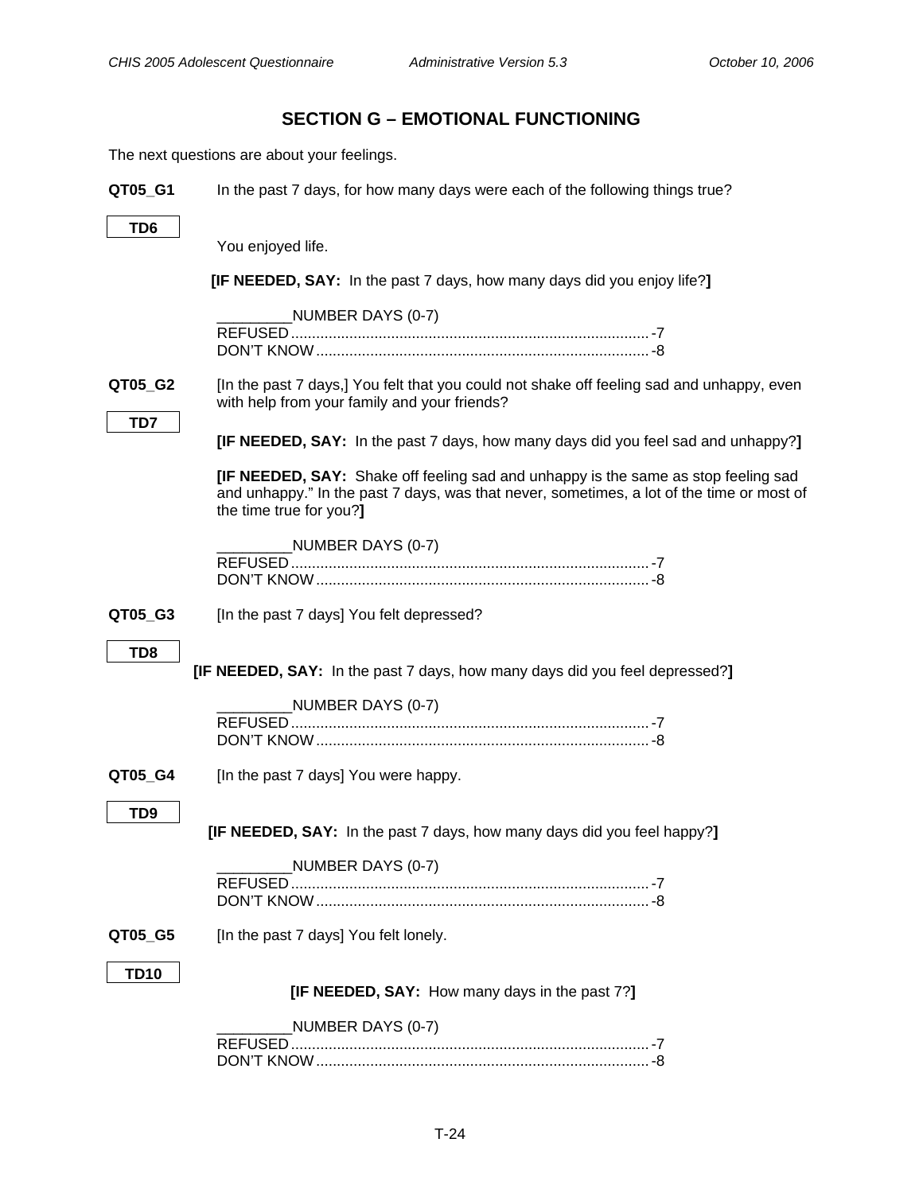## SECTION G – EMOTIONAL FUNCTIONING

The next questions are about your feelings.

**QT05_G1** In the past 7 days, for how many days were each of the following things true?

**TD6**

You enjoyed life.

**[IF NEEDED, SAY:** In the past 7 days, how many days did you enjoy life?**]**

_________NUMBER DAYS (0-7)
REFUSED ........................................ -7
DON'T KNOW ................................... -8

**QT05_G2** [In the past 7 days,] You felt that you could not shake off feeling sad and unhappy, even with help from your family and your friends?

**TD7**

**[IF NEEDED, SAY:** In the past 7 days, how many days did you feel sad and unhappy?**]**

**[IF NEEDED, SAY:** Shake off feeling sad and unhappy is the same as stop feeling sad and unhappy." In the past 7 days, was that never, sometimes, a lot of the time or most of the time true for you?**]**

_________NUMBER DAYS (0-7)
REFUSED ........................................ -7
DON'T KNOW ................................... -8

**QT05_G3** [In the past 7 days] You felt depressed?

**TD8**

**[IF NEEDED, SAY:** In the past 7 days, how many days did you feel depressed?**]**

_________NUMBER DAYS (0-7)
REFUSED ........................................ -7
DON'T KNOW ................................... -8

**QT05_G4** [In the past 7 days] You were happy.

**TD9**

**[IF NEEDED, SAY:** In the past 7 days, how many days did you feel happy?**]**

_________NUMBER DAYS (0-7)
REFUSED ........................................ -7
DON'T KNOW ................................... -8

**QT05_G5** [In the past 7 days] You felt lonely.

**TD10**

**[IF NEEDED, SAY:** How many days in the past 7?**]**

_________NUMBER DAYS (0-7)
REFUSED ........................................ -7
DON'T KNOW ................................... -8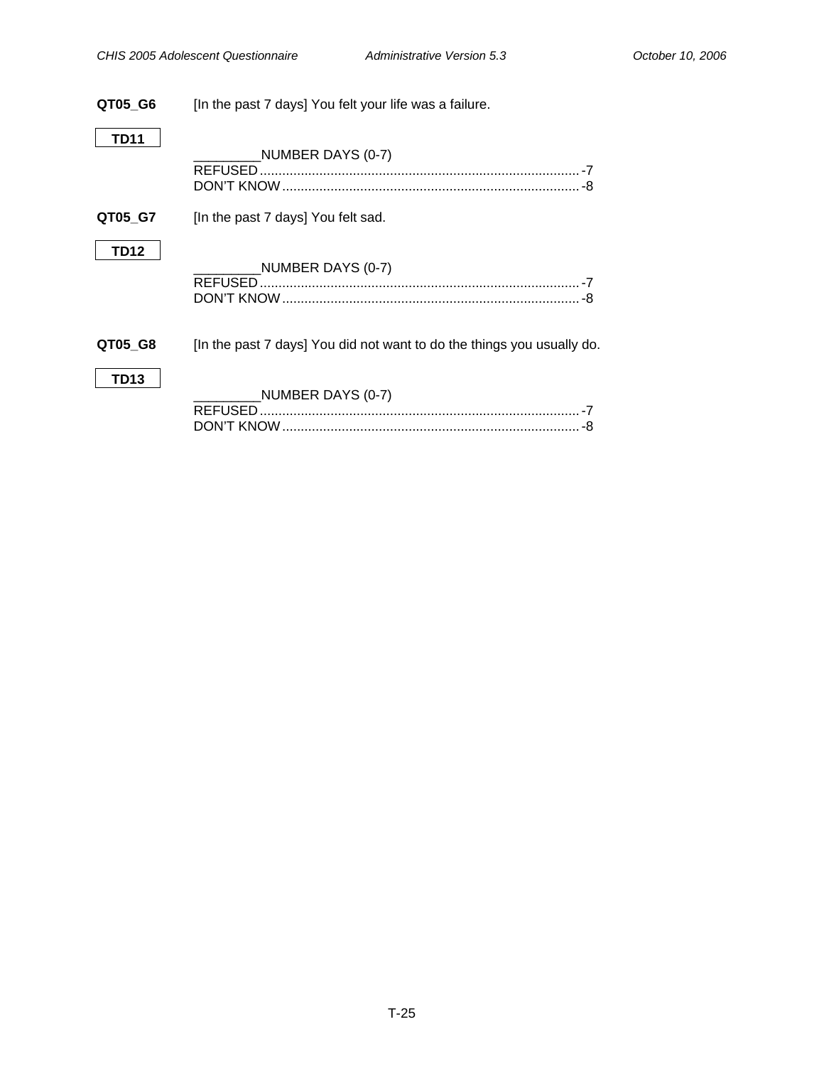**QT05_G6** [In the past 7 days] You felt your life was a failure.

**TD11**

_________NUMBER DAYS (0-7)
REFUSED ...................................................................................... -7
DON'T KNOW ................................................................................ -8

**QT05_G7** [In the past 7 days] You felt sad.

**TD12**

_________NUMBER DAYS (0-7)
REFUSED ...................................................................................... -7
DON'T KNOW ................................................................................ -8

**QT05_G8** [In the past 7 days] You did not want to do the things you usually do.

**TD13**

_________NUMBER DAYS (0-7)
REFUSED ...................................................................................... -7
DON'T KNOW ................................................................................ -8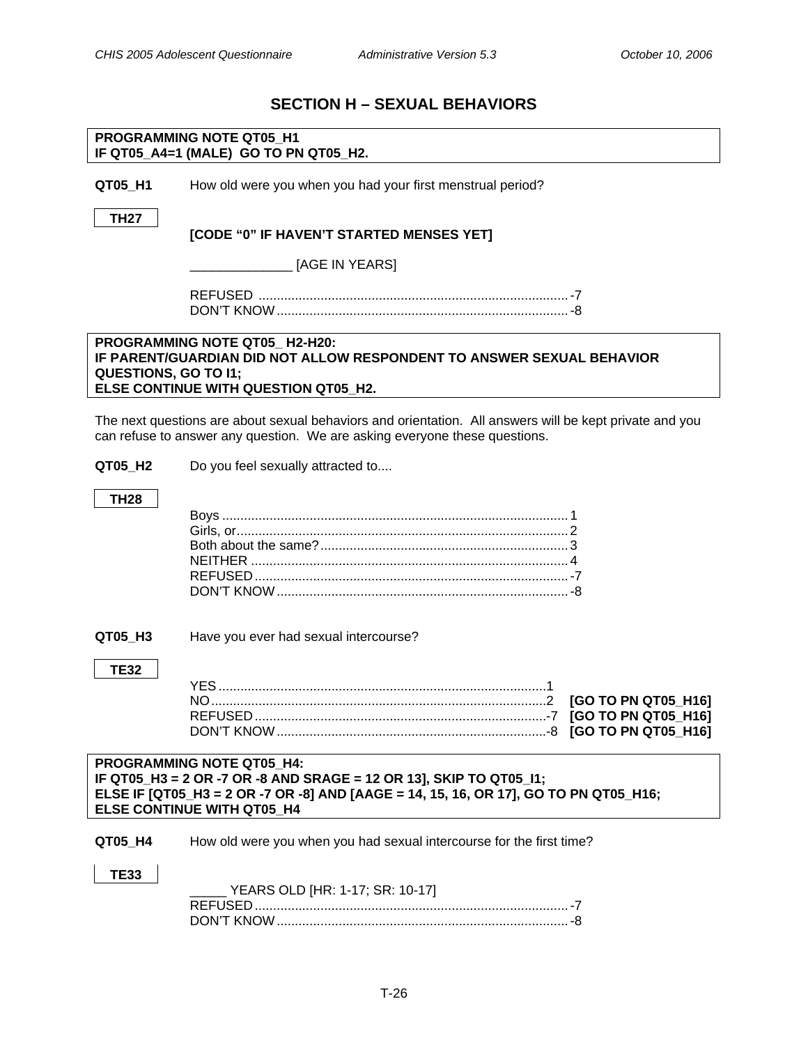# SECTION H – SEXUAL BEHAVIORS

**PROGRAMMING NOTE QT05_H1**
**IF QT05_A4=1 (MALE) GO TO PN QT05_H2.**

**QT05_H1** How old were you when you had your first menstrual period?

**TH27**

**[CODE "0" IF HAVEN'T STARTED MENSES YET]**

_____________ [AGE IN YEARS]

REFUSED ........................................................................ -7
DON'T KNOW ..................................................................... -8

**PROGRAMMING NOTE QT05_ H2-H20:**
**IF PARENT/GUARDIAN DID NOT ALLOW RESPONDENT TO ANSWER SEXUAL BEHAVIOR QUESTIONS, GO TO I1;**
**ELSE CONTINUE WITH QUESTION QT05_H2.**

The next questions are about sexual behaviors and orientation. All answers will be kept private and you can refuse to answer any question. We are asking everyone these questions.

**QT05_H2** Do you feel sexually attracted to....

**TH28**

Boys ................................................................................. 1
Girls, or............................................................................. 2
Both about the same?....................................................... 3
NEITHER ......................................................................... 4
REFUSED ........................................................................ -7
DON'T KNOW ................................................................... -8

**QT05_H3** Have you ever had sexual intercourse?

**TE32**

YES ................................................................................. 1
NO ................................................................................... 2 **[GO TO PN QT05_H16]**
REFUSED ........................................................................ -7 **[GO TO PN QT05_H16]**
DON'T KNOW ................................................................... -8 **[GO TO PN QT05_H16]**

**PROGRAMMING NOTE QT05_H4:**
**IF QT05_H3 = 2 OR -7 OR -8 AND SRAGE = 12 OR 13], SKIP TO QT05_I1;**
**ELSE IF [QT05_H3 = 2 OR -7 OR -8] AND [AAGE = 14, 15, 16, OR 17], GO TO PN QT05_H16;**
**ELSE CONTINUE WITH QT05_H4**

**QT05_H4** How old were you when you had sexual intercourse for the first time?

**TE33**

_____ YEARS OLD [HR: 1-17; SR: 10-17]
REFUSED ........................................................................ -7
DON'T KNOW ................................................................... -8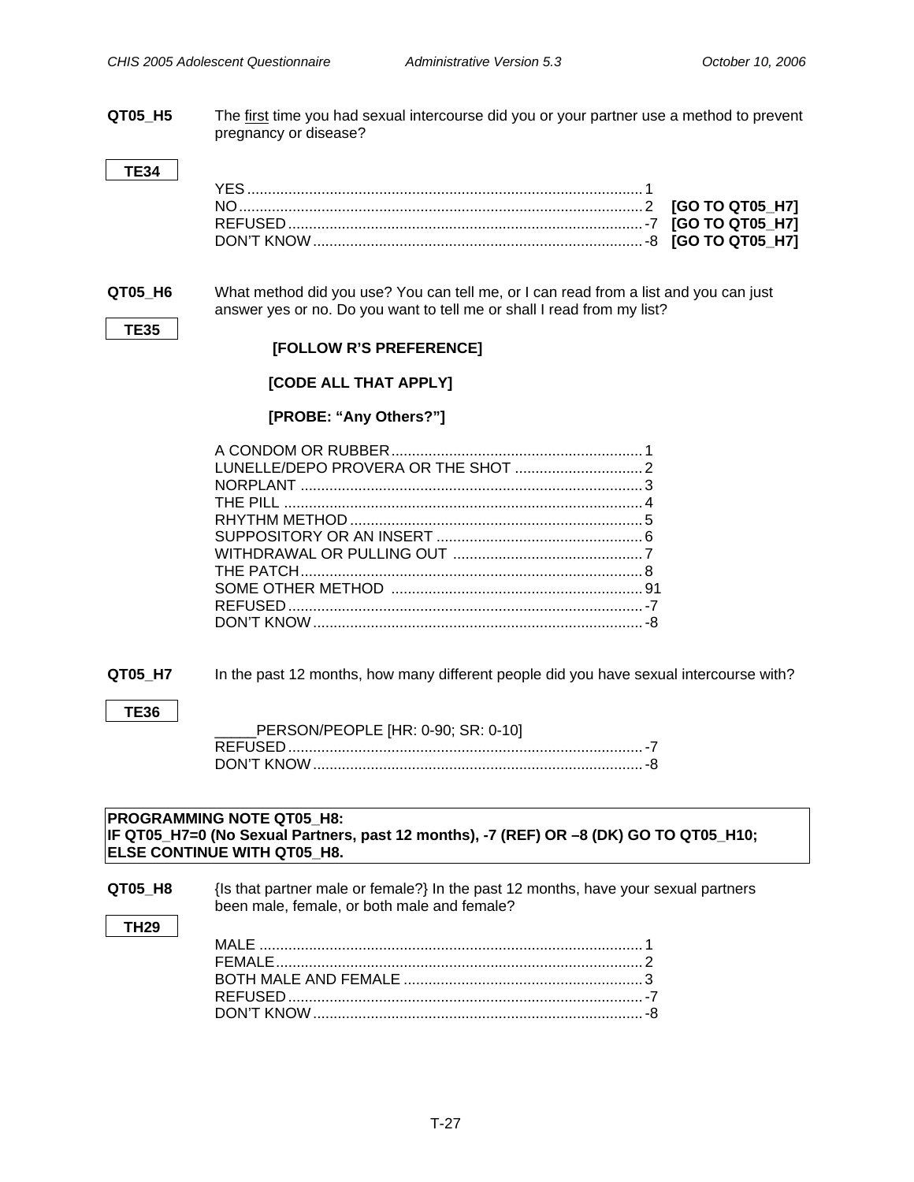**QT05_H5** The first time you had sexual intercourse did you or your partner use a method to prevent pregnancy or disease?

**TE34**

| | | |
|---|---|---|
| YES | 1 | |
| NO | 2 | **[GO TO QT05_H7]** |
| REFUSED | -7 | **[GO TO QT05_H7]** |
| DON'T KNOW | -8 | **[GO TO QT05_H7]** |

**QT05_H6** What method did you use? You can tell me, or I can read from a list and you can just answer yes or no. Do you want to tell me or shall I read from my list?

**TE35**

**[FOLLOW R'S PREFERENCE]**

**[CODE ALL THAT APPLY]**

**[PROBE: "Any Others?"]**

| | |
|---|---|
| A CONDOM OR RUBBER | 1 |
| LUNELLE/DEPO PROVERA OR THE SHOT | 2 |
| NORPLANT | 3 |
| THE PILL | 4 |
| RHYTHM METHOD | 5 |
| SUPPOSITORY OR AN INSERT | 6 |
| WITHDRAWAL OR PULLING OUT | 7 |
| THE PATCH | 8 |
| SOME OTHER METHOD | 91 |
| REFUSED | -7 |
| DON'T KNOW | -8 |

**QT05_H7** In the past 12 months, how many different people did you have sexual intercourse with?

**TE36**

_____PERSON/PEOPLE [HR: 0-90; SR: 0-10]

| | |
|---|---|
| REFUSED | -7 |
| DON'T KNOW | -8 |

**PROGRAMMING NOTE QT05_H8:**
**IF QT05_H7=0 (No Sexual Partners, past 12 months), -7 (REF) OR –8 (DK) GO TO QT05_H10; ELSE CONTINUE WITH QT05_H8.**

**QT05_H8** {Is that partner male or female?} In the past 12 months, have your sexual partners been male, female, or both male and female?

**TH29**

| | |
|---|---|
| MALE | 1 |
| FEMALE | 2 |
| BOTH MALE AND FEMALE | 3 |
| REFUSED | -7 |
| DON'T KNOW | -8 |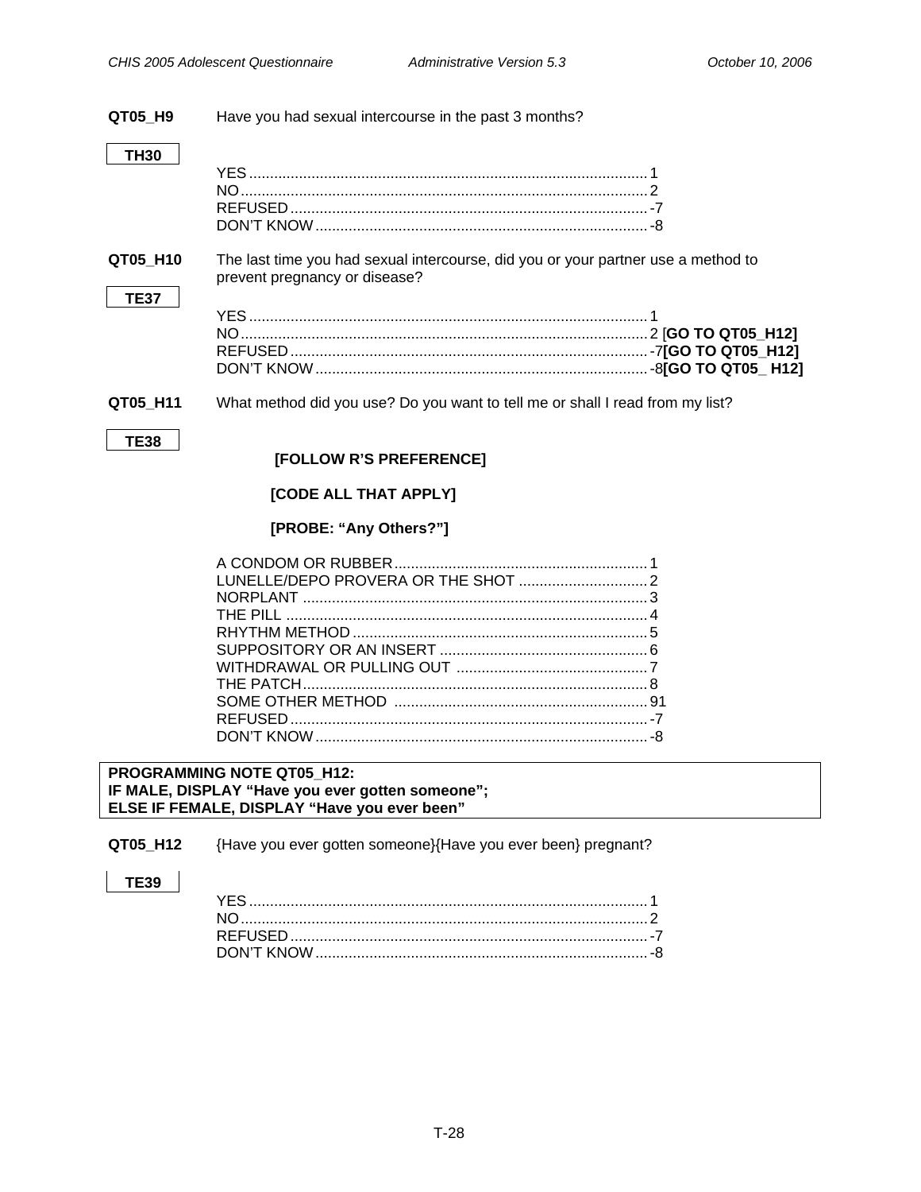**QT05_H9** Have you had sexual intercourse in the past 3 months?

**TH30**

YES ............................................................................................ 1
NO .............................................................................................. 2
REFUSED ................................................................................... -7
DON'T KNOW ............................................................................. -8

**QT05_H10** The last time you had sexual intercourse, did you or your partner use a method to prevent pregnancy or disease?

**TE37**

YES ............................................................................................ 1
NO .............................................................................................. 2 [**GO TO QT05_H12]**
REFUSED ................................................................................... -7**[GO TO QT05_H12]**
DON'T KNOW ............................................................................. -8**[GO TO QT05_ H12]**

**QT05_H11** What method did you use? Do you want to tell me or shall I read from my list?

**TE38**

**[FOLLOW R'S PREFERENCE]**

**[CODE ALL THAT APPLY]**

**[PROBE: "Any Others?"]**

A CONDOM OR RUBBER ........................................................... 1
LUNELLE/DEPO PROVERA OR THE SHOT .............................. 2
NORPLANT ................................................................................ 3
THE PILL .................................................................................... 4
RHYTHM METHOD .................................................................... 5
SUPPOSITORY OR AN INSERT ................................................ 6
WITHDRAWAL OR PULLING OUT ............................................ 7
THE PATCH ................................................................................ 8
SOME OTHER METHOD .......................................................... 91
REFUSED ................................................................................... -7
DON'T KNOW ............................................................................. -8

**PROGRAMMING NOTE QT05_H12:**
**IF MALE, DISPLAY "Have you ever gotten someone";**
**ELSE IF FEMALE, DISPLAY "Have you ever been"**

**QT05_H12** {Have you ever gotten someone}{Have you ever been} pregnant?

**TE39**

YES ............................................................................................ 1
NO .............................................................................................. 2
REFUSED ................................................................................... -7
DON'T KNOW ............................................................................. -8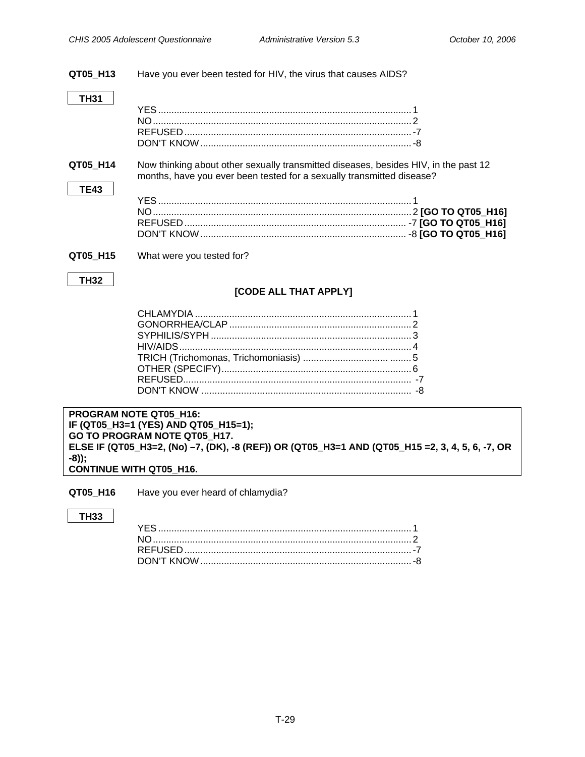**QT05_H13** Have you ever been tested for HIV, the virus that causes AIDS?

**TH31**

YES ........................................................................................ 1
NO ......................................................................................... 2
REFUSED ................................................................................ -7
DON'T KNOW ........................................................................... -8

**QT05_H14** Now thinking about other sexually transmitted diseases, besides HIV, in the past 12 months, have you ever been tested for a sexually transmitted disease?

**TE43**

YES ........................................................................................ 1
NO ......................................................................................... 2 **[GO TO QT05_H16]**
REFUSED ................................................................................ -7 **[GO TO QT05_H16]**
DON'T KNOW ........................................................................... -8 **[GO TO QT05_H16]**

**QT05_H15** What were you tested for?

**TH32**

**[CODE ALL THAT APPLY]**

CHLAMYDIA .............................................................................. 1
GONORRHEA/CLAP ................................................................... 2
SYPHILIS/SYPH ........................................................................ 3
HIV/AIDS .................................................................................. 4
TRICH (Trichomonas, Trichomoniasis) ......................................... 5
OTHER (SPECIFY) ..................................................................... 6
REFUSED ................................................................................ -7
DON'T KNOW ........................................................................... -8

**PROGRAM NOTE QT05_H16:**
**IF (QT05_H3=1 (YES) AND QT05_H15=1);**
**GO TO PROGRAM NOTE QT05_H17.**
**ELSE IF (QT05_H3=2, (No) –7, (DK), -8 (REF)) OR (QT05_H3=1 AND (QT05_H15 =2, 3, 4, 5, 6, -7, OR -8));**
**CONTINUE WITH QT05_H16.**

**QT05_H16** Have you ever heard of chlamydia?

**TH33**

YES ........................................................................................ 1
NO ......................................................................................... 2
REFUSED ................................................................................ -7
DON'T KNOW ........................................................................... -8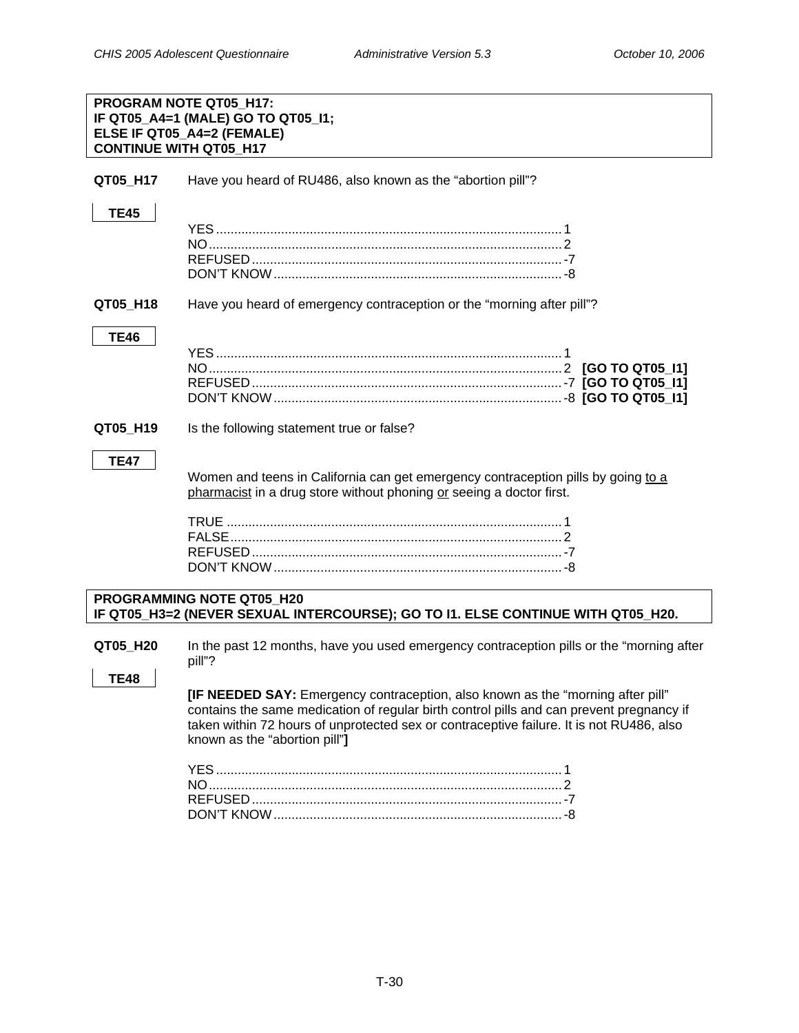**PROGRAM NOTE QT05_H17:**
**IF QT05_A4=1 (MALE) GO TO QT05_I1;**
**ELSE IF QT05_A4=2 (FEMALE)**
**CONTINUE WITH QT05_H17**

**QT05_H17** Have you heard of RU486, also known as the “abortion pill”?

**TE45**

YES ............................................................ 1
NO ............................................................ 2
REFUSED ............................................................ -7
DON’T KNOW ............................................................ -8

**QT05_H18** Have you heard of emergency contraception or the “morning after pill”?

**TE46**

YES ............................................................ 1
NO ............................................................ 2 **[GO TO QT05_I1]**
REFUSED ............................................................ -7 **[GO TO QT05_I1]**
DON’T KNOW ............................................................ -8 **[GO TO QT05_I1]**

**QT05_H19** Is the following statement true or false?

**TE47**

Women and teens in California can get emergency contraception pills by going <u>to a pharmacist</u> in a drug store without phoning <u>or</u> seeing a doctor first.

TRUE ............................................................ 1
FALSE ............................................................ 2
REFUSED ............................................................ -7
DON’T KNOW ............................................................ -8

**PROGRAMMING NOTE QT05_H20**
**IF QT05_H3=2 (NEVER SEXUAL INTERCOURSE); GO TO I1. ELSE CONTINUE WITH QT05_H20.**

**QT05_H20** In the past 12 months, have you used emergency contraception pills or the “morning after pill”?

**TE48**

**[IF NEEDED SAY:** Emergency contraception, also known as the “morning after pill” contains the same medication of regular birth control pills and can prevent pregnancy if taken within 72 hours of unprotected sex or contraceptive failure. It is not RU486, also known as the “abortion pill”**]**

YES ............................................................ 1
NO ............................................................ 2
REFUSED ............................................................ -7
DON’T KNOW ............................................................ -8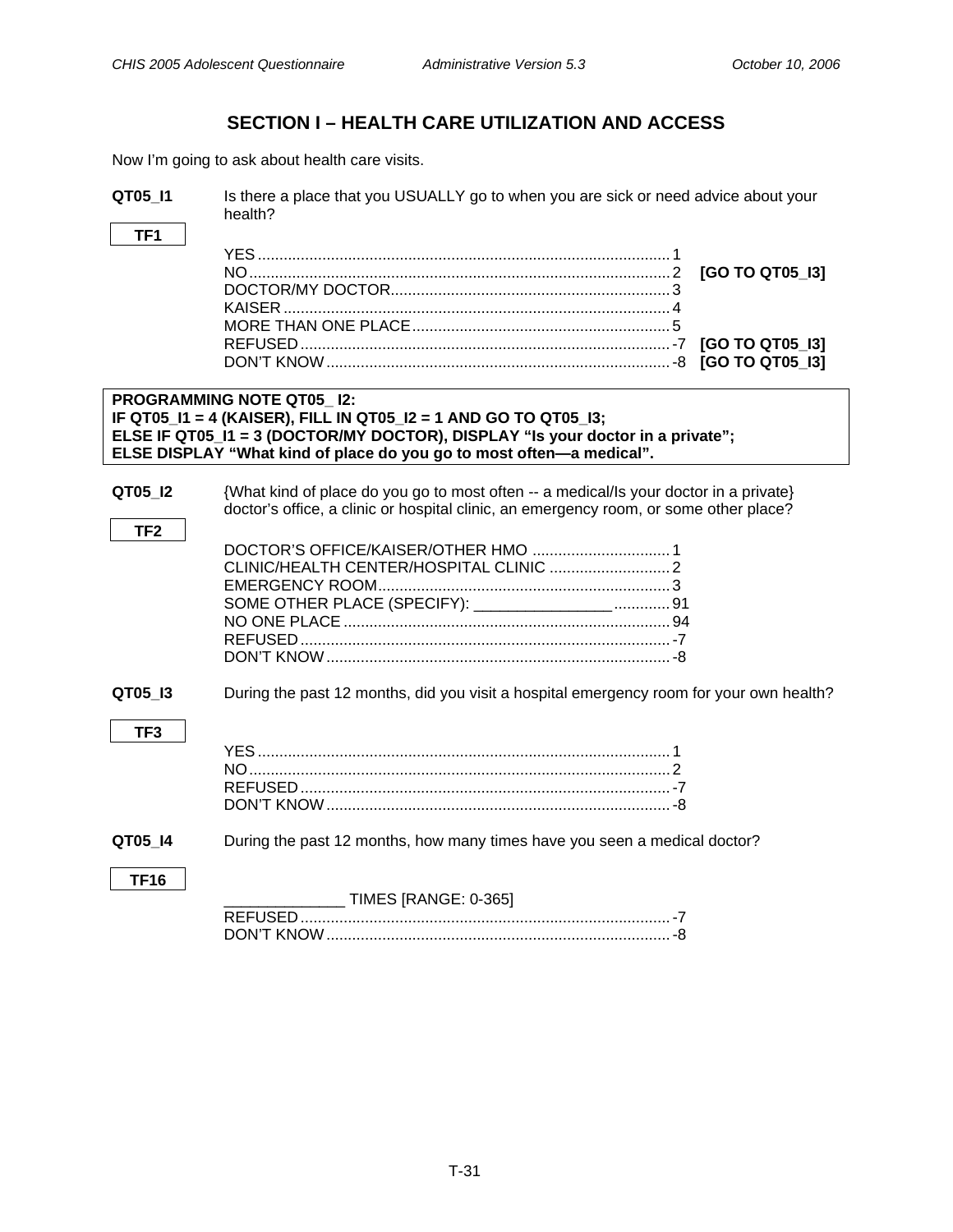## SECTION I – HEALTH CARE UTILIZATION AND ACCESS

Now I'm going to ask about health care visits.

**QT05_I1** Is there a place that you USUALLY go to when you are sick or need advice about your health?

**TF1**

YES ............................................ 1
NO ............................................. 2 **[GO TO QT05_I3]**
DOCTOR/MY DOCTOR ...................... 3
KAISER ........................................ 4
MORE THAN ONE PLACE ................ 5
REFUSED ..................................... -7 **[GO TO QT05_I3]**
DON'T KNOW ................................ -8 **[GO TO QT05_I3]**

> **PROGRAMMING NOTE QT05_ I2:**
> **IF QT05_I1 = 4 (KAISER), FILL IN QT05_I2 = 1 AND GO TO QT05_I3;**
> **ELSE IF QT05_I1 = 3 (DOCTOR/MY DOCTOR), DISPLAY "Is your doctor in a private";**
> **ELSE DISPLAY "What kind of place do you go to most often—a medical".**

**QT05_I2** {What kind of place do you go to most often -- a medical/Is your doctor in a private} doctor's office, a clinic or hospital clinic, an emergency room, or some other place?

**TF2**

DOCTOR'S OFFICE/KAISER/OTHER HMO ........ 1
CLINIC/HEALTH CENTER/HOSPITAL CLINIC ...... 2
EMERGENCY ROOM ................................ 3
SOME OTHER PLACE (SPECIFY): ________________ ......... 91
NO ONE PLACE ...................................... 94
REFUSED ............................................. -7
DON'T KNOW ........................................ -8

**QT05_I3** During the past 12 months, did you visit a hospital emergency room for your own health?

**TF3**

YES ............................................ 1
NO ............................................. 2
REFUSED ..................................... -7
DON'T KNOW ................................ -8

**QT05_I4** During the past 12 months, how many times have you seen a medical doctor?

**TF16**

______________ TIMES [RANGE: 0-365]
REFUSED ..................................... -7
DON'T KNOW ................................ -8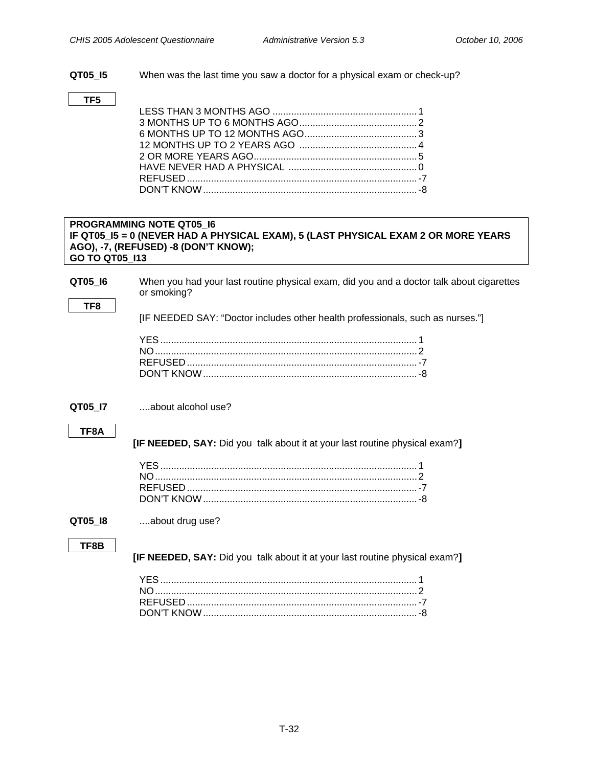**QT05_I5** When was the last time you saw a doctor for a physical exam or check-up?

**TF5**

LESS THAN 3 MONTHS AGO ...................................................... 1
3 MONTHS UP TO 6 MONTHS AGO ............................................ 2
6 MONTHS UP TO 12 MONTHS AGO .......................................... 3
12 MONTHS UP TO 2 YEARS AGO ............................................ 4
2 OR MORE YEARS AGO ............................................................ 5
HAVE NEVER HAD A PHYSICAL ................................................ 0
REFUSED ..................................................................................... -7
DON'T KNOW ................................................................................ -8

**PROGRAMMING NOTE QT05_I6**
**IF QT05_I5 = 0 (NEVER HAD A PHYSICAL EXAM), 5 (LAST PHYSICAL EXAM 2 OR MORE YEARS AGO), -7, (REFUSED) -8 (DON'T KNOW);**
**GO TO QT05_I13**

**QT05_I6** When you had your last routine physical exam, did you and a doctor talk about cigarettes or smoking?

**TF8**

[IF NEEDED SAY: "Doctor includes other health professionals, such as nurses."]

YES ................................................................................................ 1
NO .................................................................................................. 2
REFUSED ..................................................................................... -7
DON'T KNOW ................................................................................ -8

**QT05_I7** ....about alcohol use?

**TF8A**

**[IF NEEDED, SAY:** Did you talk about it at your last routine physical exam?**]**

YES ................................................................................................ 1
NO .................................................................................................. 2
REFUSED ..................................................................................... -7
DON'T KNOW ................................................................................ -8

**QT05_I8** ....about drug use?

**TF8B**

**[IF NEEDED, SAY:** Did you talk about it at your last routine physical exam?**]**

YES ................................................................................................ 1
NO .................................................................................................. 2
REFUSED ..................................................................................... -7
DON'T KNOW ................................................................................ -8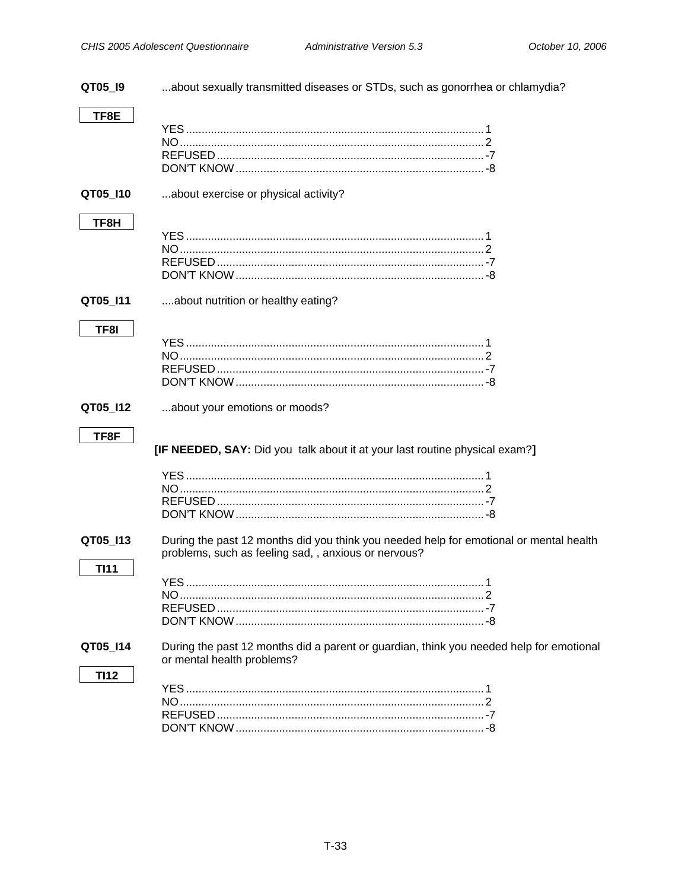**QT05_I9** ...about sexually transmitted diseases or STDs, such as gonorrhea or chlamydia?

**TF8E**

YES ........................................................................................ 1
NO .......................................................................................... 2
REFUSED .............................................................................. -7
DON'T KNOW ........................................................................ -8

**QT05_I10** ...about exercise or physical activity?

**TF8H**

YES ........................................................................................ 1
NO .......................................................................................... 2
REFUSED .............................................................................. -7
DON'T KNOW ........................................................................ -8

**QT05_I11** ....about nutrition or healthy eating?

**TF8I**

YES ........................................................................................ 1
NO .......................................................................................... 2
REFUSED .............................................................................. -7
DON'T KNOW ........................................................................ -8

**QT05_I12** ...about your emotions or moods?

**TF8F**

**[IF NEEDED, SAY:** Did you talk about it at your last routine physical exam?**]**

YES ........................................................................................ 1
NO .......................................................................................... 2
REFUSED .............................................................................. -7
DON'T KNOW ........................................................................ -8

**QT05_I13** During the past 12 months did you think you needed help for emotional or mental health problems, such as feeling sad, , anxious or nervous?

**TI11**

YES ........................................................................................ 1
NO .......................................................................................... 2
REFUSED .............................................................................. -7
DON'T KNOW ........................................................................ -8

**QT05_I14** During the past 12 months did a parent or guardian, think you needed help for emotional or mental health problems?

**TI12**

YES ........................................................................................ 1
NO .......................................................................................... 2
REFUSED .............................................................................. -7
DON'T KNOW ........................................................................ -8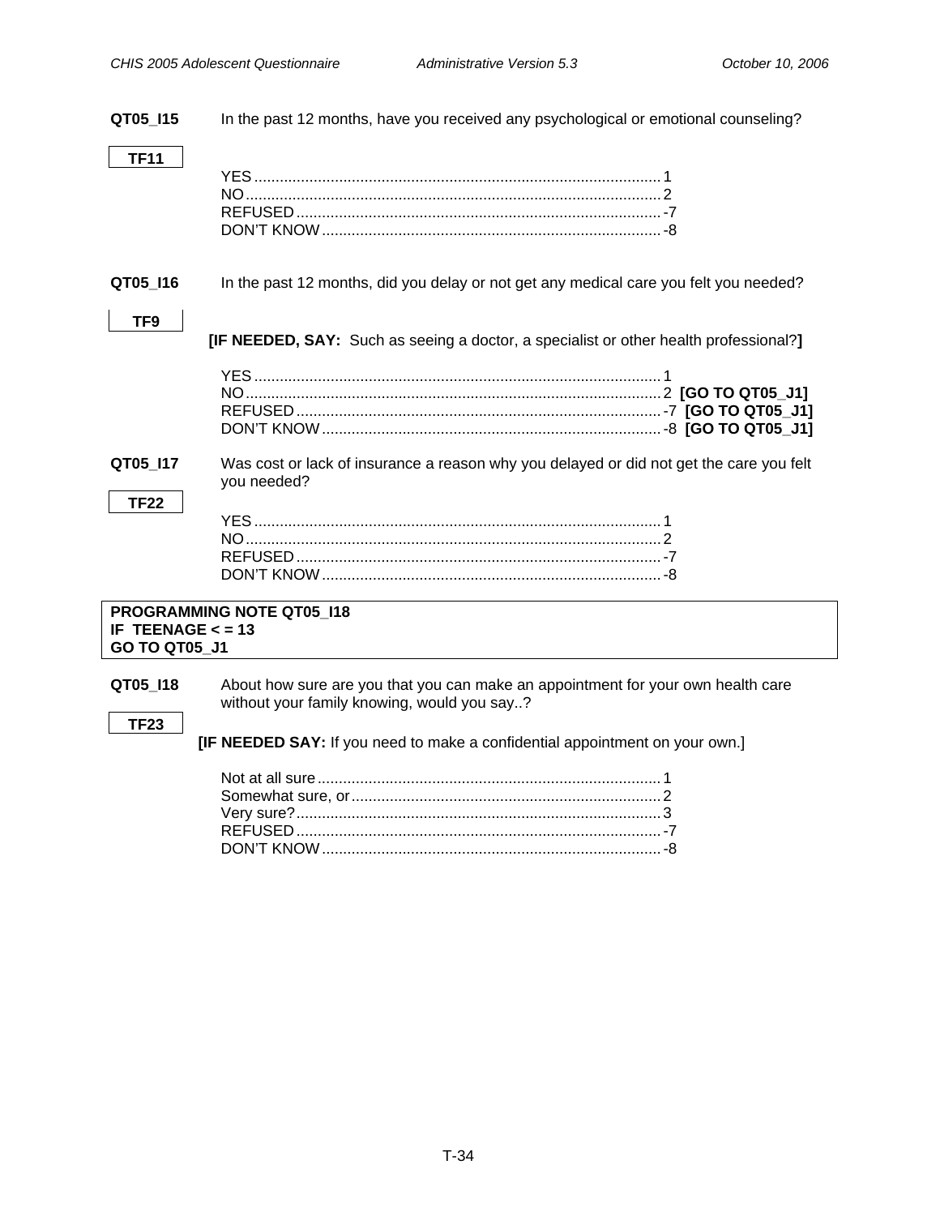**QT05_I15** In the past 12 months, have you received any psychological or emotional counseling?

**TF11**

YES ........................................................................................ 1
NO .......................................................................................... 2
REFUSED ............................................................................... -7
DON'T KNOW ........................................................................ -8

**QT05_I16** In the past 12 months, did you delay or not get any medical care you felt you needed?

**TF9**

**[IF NEEDED, SAY:** Such as seeing a doctor, a specialist or other health professional?**]**

YES ........................................................................................ 1
NO .......................................................................................... 2 **[GO TO QT05_J1]**
REFUSED ............................................................................... -7 **[GO TO QT05_J1]**
DON'T KNOW ........................................................................ -8 **[GO TO QT05_J1]**

**QT05_I17** Was cost or lack of insurance a reason why you delayed or did not get the care you felt you needed?

**TF22**

YES ........................................................................................ 1
NO .......................................................................................... 2
REFUSED ............................................................................... -7
DON'T KNOW ........................................................................ -8

**PROGRAMMING NOTE QT05_I18**
**IF TEENAGE < = 13**
**GO TO QT05_J1**

**QT05_I18** About how sure are you that you can make an appointment for your own health care without your family knowing, would you say..?

**TF23**

**[IF NEEDED SAY:** If you need to make a confidential appointment on your own.]

Not at all sure ......................................................................... 1
Somewhat sure, or ................................................................. 2
Very sure? .............................................................................. 3
REFUSED ............................................................................... -7
DON'T KNOW ........................................................................ -8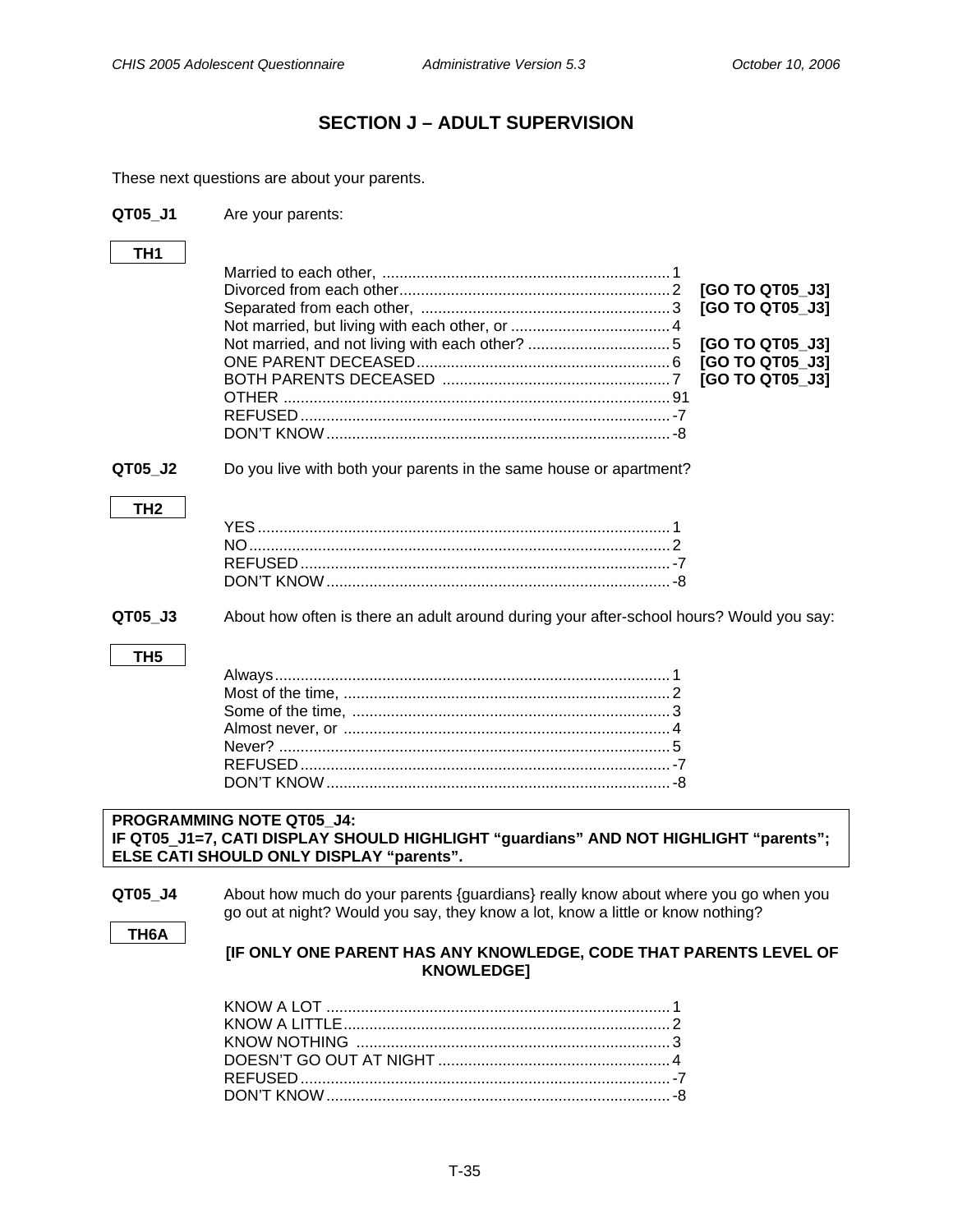## SECTION J – ADULT SUPERVISION

These next questions are about your parents.

**QT05_J1** Are your parents:

**TH1**

| | | |
|---|---|---|
| Married to each other, | 1 | |
| Divorced from each other | 2 | **[GO TO QT05_J3]** |
| Separated from each other, | 3 | **[GO TO QT05_J3]** |
| Not married, but living with each other, or | 4 | |
| Not married, and not living with each other? | 5 | **[GO TO QT05_J3]** |
| ONE PARENT DECEASED | 6 | **[GO TO QT05_J3]** |
| BOTH PARENTS DECEASED | 7 | **[GO TO QT05_J3]** |
| OTHER | 91 | |
| REFUSED | -7 | |
| DON'T KNOW | -8 | |

**QT05_J2** Do you live with both your parents in the same house or apartment?

**TH2**

| | |
|---|---|
| YES | 1 |
| NO | 2 |
| REFUSED | -7 |
| DON'T KNOW | -8 |

**QT05_J3** About how often is there an adult around during your after-school hours? Would you say:

**TH5**

| | |
|---|---|
| Always | 1 |
| Most of the time, | 2 |
| Some of the time, | 3 |
| Almost never, or | 4 |
| Never? | 5 |
| REFUSED | -7 |
| DON'T KNOW | -8 |

**PROGRAMMING NOTE QT05_J4:**
**IF QT05_J1=7, CATI DISPLAY SHOULD HIGHLIGHT "guardians" AND NOT HIGHLIGHT "parents"; ELSE CATI SHOULD ONLY DISPLAY "parents".**

**QT05_J4** About how much do your parents {guardians} really know about where you go when you go out at night? Would you say, they know a lot, know a little or know nothing?

**TH6A**

**[IF ONLY ONE PARENT HAS ANY KNOWLEDGE, CODE THAT PARENTS LEVEL OF KNOWLEDGE]**

| | |
|---|---|
| KNOW A LOT | 1 |
| KNOW A LITTLE | 2 |
| KNOW NOTHING | 3 |
| DOESN'T GO OUT AT NIGHT | 4 |
| REFUSED | -7 |
| DON'T KNOW | -8 |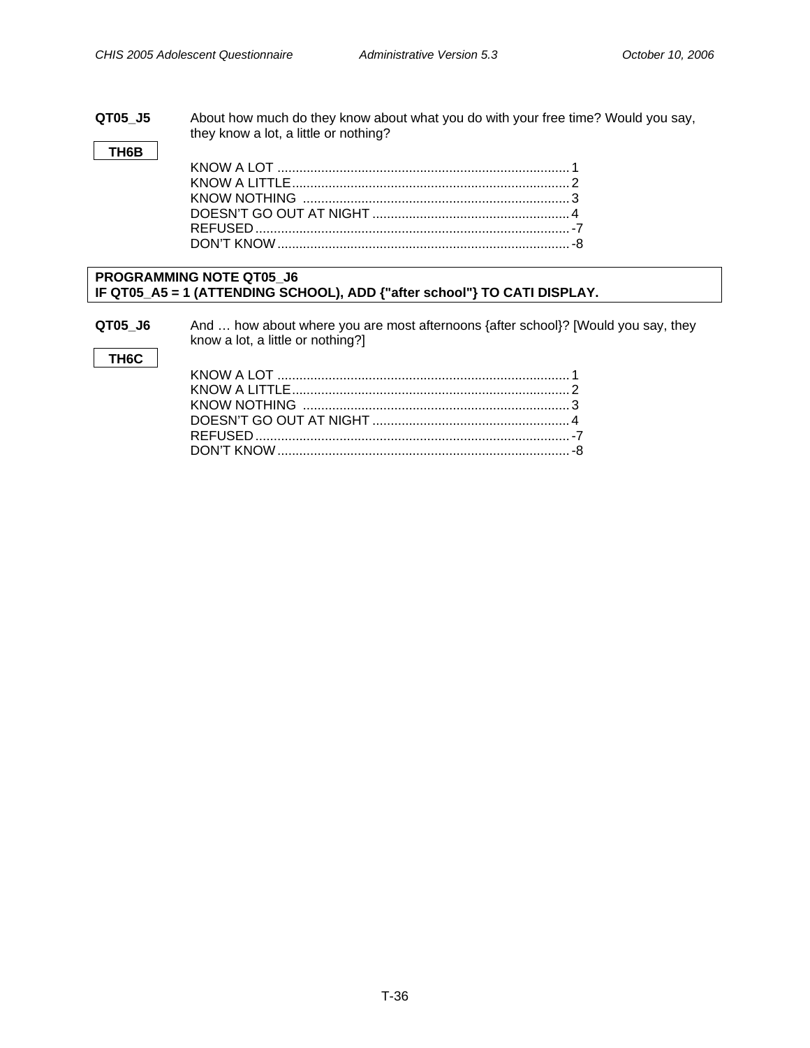**QT05_J5** About how much do they know about what you do with your free time? Would you say, they know a lot, a little or nothing?

**TH6B**

KNOW A LOT ............................................................................... 1
KNOW A LITTLE........................................................................... 2
KNOW NOTHING ........................................................................ 3
DOESN'T GO OUT AT NIGHT ..................................................... 4
REFUSED..................................................................................... -7
DON'T KNOW............................................................................... -8

**PROGRAMMING NOTE QT05_J6**
**IF QT05_A5 = 1 (ATTENDING SCHOOL), ADD {"after school"} TO CATI DISPLAY.**

**QT05_J6** And … how about where you are most afternoons {after school}? [Would you say, they know a lot, a little or nothing?]

**TH6C**

KNOW A LOT ............................................................................... 1
KNOW A LITTLE........................................................................... 2
KNOW NOTHING ........................................................................ 3
DOESN'T GO OUT AT NIGHT ..................................................... 4
REFUSED..................................................................................... -7
DON'T KNOW............................................................................... -8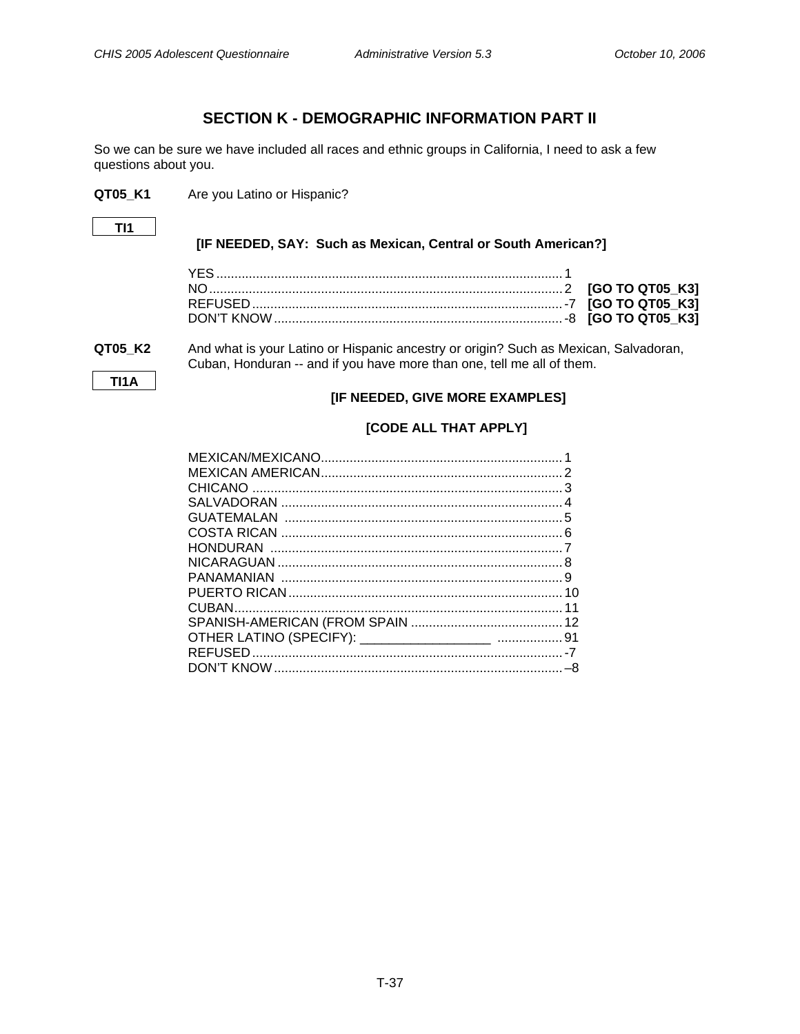## SECTION K - DEMOGRAPHIC INFORMATION PART II

So we can be sure we have included all races and ethnic groups in California, I need to ask a few questions about you.

**QT05_K1** Are you Latino or Hispanic?

**TI1**

**[IF NEEDED, SAY: Such as Mexican, Central or South American?]**

| | | |
|---|---|---|
| YES | 1 | |
| NO | 2 | **[GO TO QT05_K3]** |
| REFUSED | -7 | **[GO TO QT05_K3]** |
| DON'T KNOW | -8 | **[GO TO QT05_K3]** |

**QT05_K2** And what is your Latino or Hispanic ancestry or origin? Such as Mexican, Salvadoran, Cuban, Honduran -- and if you have more than one, tell me all of them.

**TI1A**

**[IF NEEDED, GIVE MORE EXAMPLES]**

**[CODE ALL THAT APPLY]**

| | |
|---|---|
| MEXICAN/MEXICANO | 1 |
| MEXICAN AMERICAN | 2 |
| CHICANO | 3 |
| SALVADORAN | 4 |
| GUATEMALAN | 5 |
| COSTA RICAN | 6 |
| HONDURAN | 7 |
| NICARAGUAN | 8 |
| PANAMANIAN | 9 |
| PUERTO RICAN | 10 |
| CUBAN | 11 |
| SPANISH-AMERICAN (FROM SPAIN | 12 |
| OTHER LATINO (SPECIFY): __________________ | 91 |
| REFUSED | -7 |
| DON'T KNOW | –8 |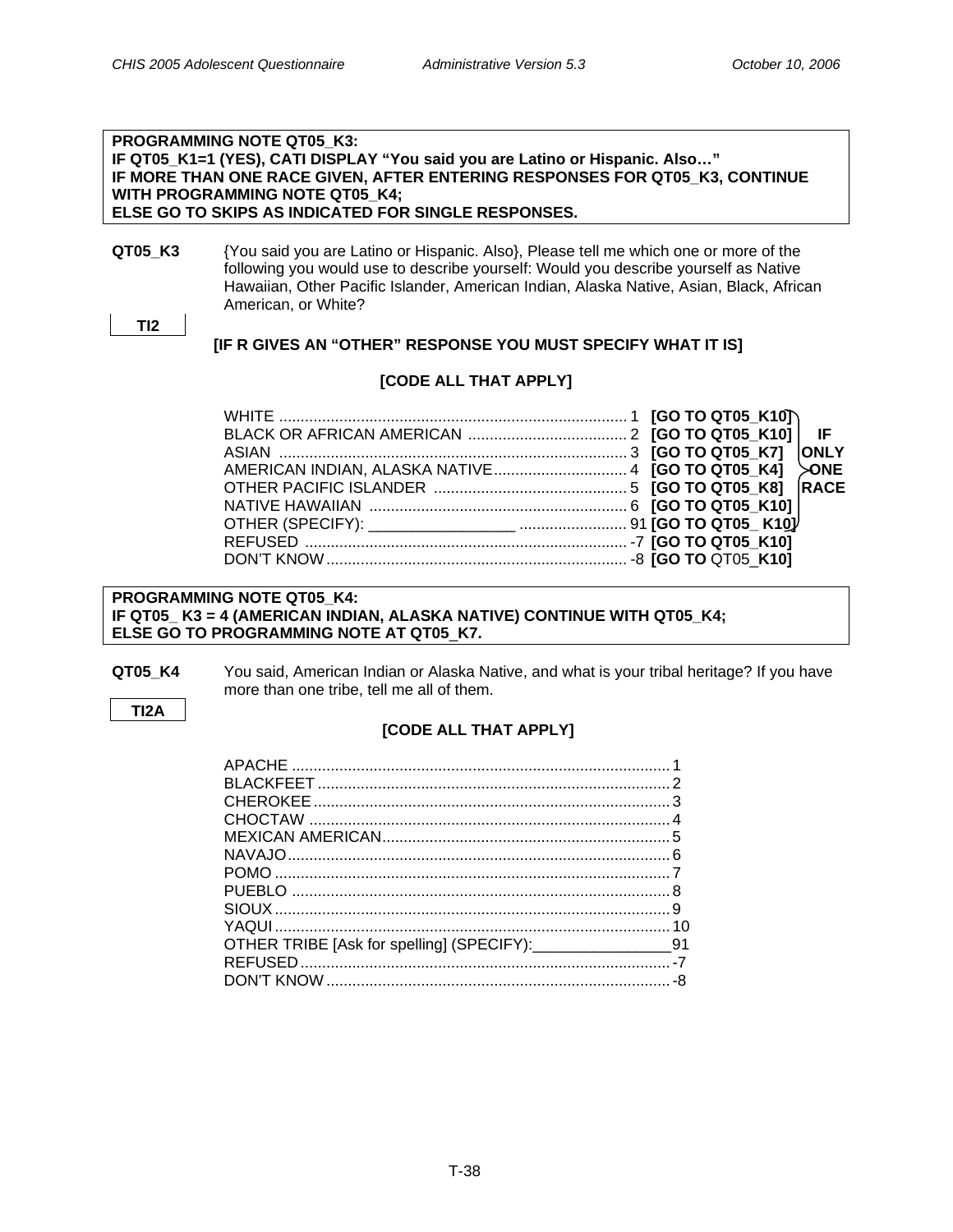**PROGRAMMING NOTE QT05_K3:**
**IF QT05_K1=1 (YES), CATI DISPLAY "You said you are Latino or Hispanic. Also…"**
**IF MORE THAN ONE RACE GIVEN, AFTER ENTERING RESPONSES FOR QT05_K3, CONTINUE WITH PROGRAMMING NOTE QT05_K4;**
**ELSE GO TO SKIPS AS INDICATED FOR SINGLE RESPONSES.**

**QT05_K3** {You said you are Latino or Hispanic. Also}, Please tell me which one or more of the following you would use to describe yourself: Would you describe yourself as Native Hawaiian, Other Pacific Islander, American Indian, Alaska Native, Asian, Black, African American, or White?

**TI2**

**[IF R GIVES AN "OTHER" RESPONSE YOU MUST SPECIFY WHAT IT IS]**

**[CODE ALL THAT APPLY]**

| Response | Code | Skip | |
|---|---|---|---|
| WHITE | 1 | **[GO TO QT05_K10]** | **IF ONLY ONE RACE** |
| BLACK OR AFRICAN AMERICAN | 2 | **[GO TO QT05_K10]** | |
| ASIAN | 3 | **[GO TO QT05_K7]** | |
| AMERICAN INDIAN, ALASKA NATIVE | 4 | **[GO TO QT05_K4]** | |
| OTHER PACIFIC ISLANDER | 5 | **[GO TO QT05_K8]** | |
| NATIVE HAWAIIAN | 6 | **[GO TO QT05_K10]** | |
| OTHER (SPECIFY): _________________ | 91 | **[GO TO QT05_ K10]** | |
| REFUSED | -7 | **[GO TO QT05_K10]** | |
| DON'T KNOW | -8 | **[GO TO** QT05**_K10]** | |

**PROGRAMMING NOTE QT05_K4:**
**IF QT05_ K3 = 4 (AMERICAN INDIAN, ALASKA NATIVE) CONTINUE WITH QT05_K4;**
**ELSE GO TO PROGRAMMING NOTE AT QT05_K7.**

**QT05_K4** You said, American Indian or Alaska Native, and what is your tribal heritage? If you have more than one tribe, tell me all of them.

**TI2A**

**[CODE ALL THAT APPLY]**

| Response | Code |
|---|---|
| APACHE | 1 |
| BLACKFEET | 2 |
| CHEROKEE | 3 |
| CHOCTAW | 4 |
| MEXICAN AMERICAN | 5 |
| NAVAJO | 6 |
| POMO | 7 |
| PUEBLO | 8 |
| SIOUX | 9 |
| YAQUI | 10 |
| OTHER TRIBE [Ask for spelling] (SPECIFY):________________ | 91 |
| REFUSED | -7 |
| DON'T KNOW | -8 |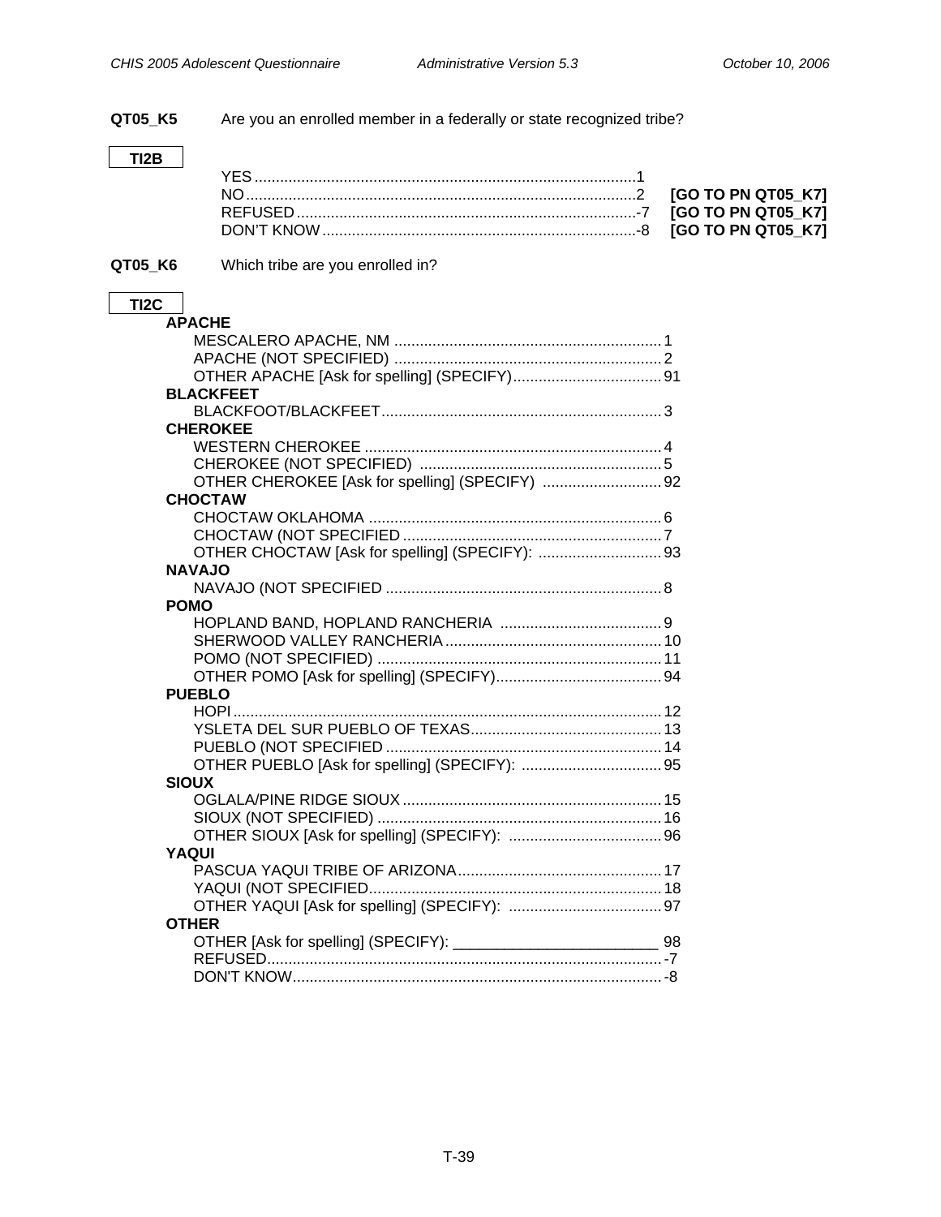**QT05_K5** Are you an enrolled member in a federally or state recognized tribe?

**TI2B**

| | | |
|---|---|---|
| YES | 1 | |
| NO | 2 | **[GO TO PN QT05_K7]** |
| REFUSED | -7 | **[GO TO PN QT05_K7]** |
| DON'T KNOW | -8 | **[GO TO PN QT05_K7]** |

**QT05_K6** Which tribe are you enrolled in?

**TI2C**

**APACHE**

| | |
|---|---|
| MESCALERO APACHE, NM | 1 |
| APACHE (NOT SPECIFIED) | 2 |
| OTHER APACHE [Ask for spelling] (SPECIFY) | 91 |

**BLACKFEET**

| | |
|---|---|
| BLACKFOOT/BLACKFEET | 3 |

**CHEROKEE**

| | |
|---|---|
| WESTERN CHEROKEE | 4 |
| CHEROKEE (NOT SPECIFIED) | 5 |
| OTHER CHEROKEE [Ask for spelling] (SPECIFY) | 92 |

**CHOCTAW**

| | |
|---|---|
| CHOCTAW OKLAHOMA | 6 |
| CHOCTAW (NOT SPECIFIED | 7 |
| OTHER CHOCTAW [Ask for spelling] (SPECIFY): | 93 |

**NAVAJO**

| | |
|---|---|
| NAVAJO (NOT SPECIFIED | 8 |

**POMO**

| | |
|---|---|
| HOPLAND BAND, HOPLAND RANCHERIA | 9 |
| SHERWOOD VALLEY RANCHERIA | 10 |
| POMO (NOT SPECIFIED) | 11 |
| OTHER POMO [Ask for spelling] (SPECIFY) | 94 |

**PUEBLO**

| | |
|---|---|
| HOPI | 12 |
| YSLETA DEL SUR PUEBLO OF TEXAS | 13 |
| PUEBLO (NOT SPECIFIED | 14 |
| OTHER PUEBLO [Ask for spelling] (SPECIFY): | 95 |

**SIOUX**

| | |
|---|---|
| OGLALA/PINE RIDGE SIOUX | 15 |
| SIOUX (NOT SPECIFIED) | 16 |
| OTHER SIOUX [Ask for spelling] (SPECIFY): | 96 |

**YAQUI**

| | |
|---|---|
| PASCUA YAQUI TRIBE OF ARIZONA | 17 |
| YAQUI (NOT SPECIFIED | 18 |
| OTHER YAQUI [Ask for spelling] (SPECIFY): | 97 |

**OTHER**

| | |
|---|---|
| OTHER [Ask for spelling] (SPECIFY): ________________________ | 98 |
| REFUSED | -7 |
| DON'T KNOW | -8 |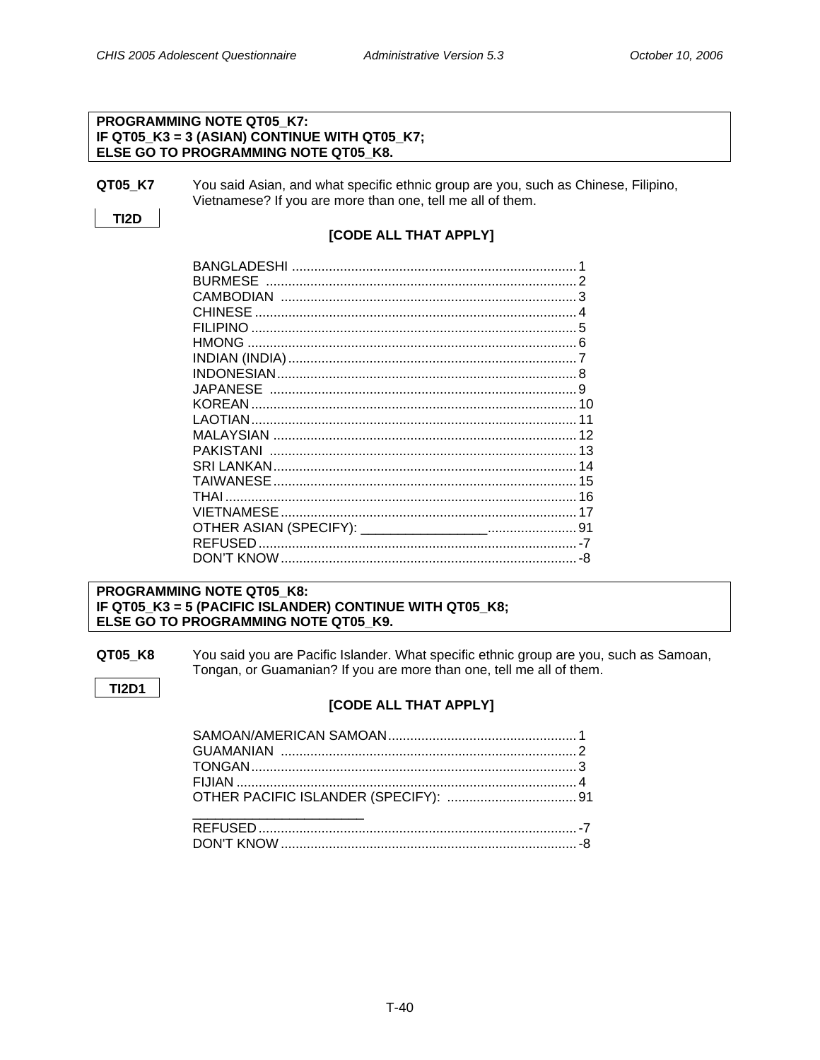**PROGRAMMING NOTE QT05_K7:**
**IF QT05_K3 = 3 (ASIAN) CONTINUE WITH QT05_K7;**
**ELSE GO TO PROGRAMMING NOTE QT05_K8.**

**QT05_K7** You said Asian, and what specific ethnic group are you, such as Chinese, Filipino, Vietnamese? If you are more than one, tell me all of them.

**TI2D**

**[CODE ALL THAT APPLY]**

| | |
|---|---|
| BANGLADESHI | 1 |
| BURMESE | 2 |
| CAMBODIAN | 3 |
| CHINESE | 4 |
| FILIPINO | 5 |
| HMONG | 6 |
| INDIAN (INDIA) | 7 |
| INDONESIAN | 8 |
| JAPANESE | 9 |
| KOREAN | 10 |
| LAOTIAN | 11 |
| MALAYSIAN | 12 |
| PAKISTANI | 13 |
| SRI LANKAN | 14 |
| TAIWANESE | 15 |
| THAI | 16 |
| VIETNAMESE | 17 |
| OTHER ASIAN (SPECIFY): _________________ | 91 |
| REFUSED | -7 |
| DON'T KNOW | -8 |

**PROGRAMMING NOTE QT05_K8:**
**IF QT05_K3 = 5 (PACIFIC ISLANDER) CONTINUE WITH QT05_K8;**
**ELSE GO TO PROGRAMMING NOTE QT05_K9.**

**QT05_K8** You said you are Pacific Islander. What specific ethnic group are you, such as Samoan, Tongan, or Guamanian? If you are more than one, tell me all of them.

**TI2D1**

**[CODE ALL THAT APPLY]**

| | |
|---|---|
| SAMOAN/AMERICAN SAMOAN | 1 |
| GUAMANIAN | 2 |
| TONGAN | 3 |
| FIJIAN | 4 |
| OTHER PACIFIC ISLANDER (SPECIFY): _______________________ | 91 |
| REFUSED | -7 |
| DON'T KNOW | -8 |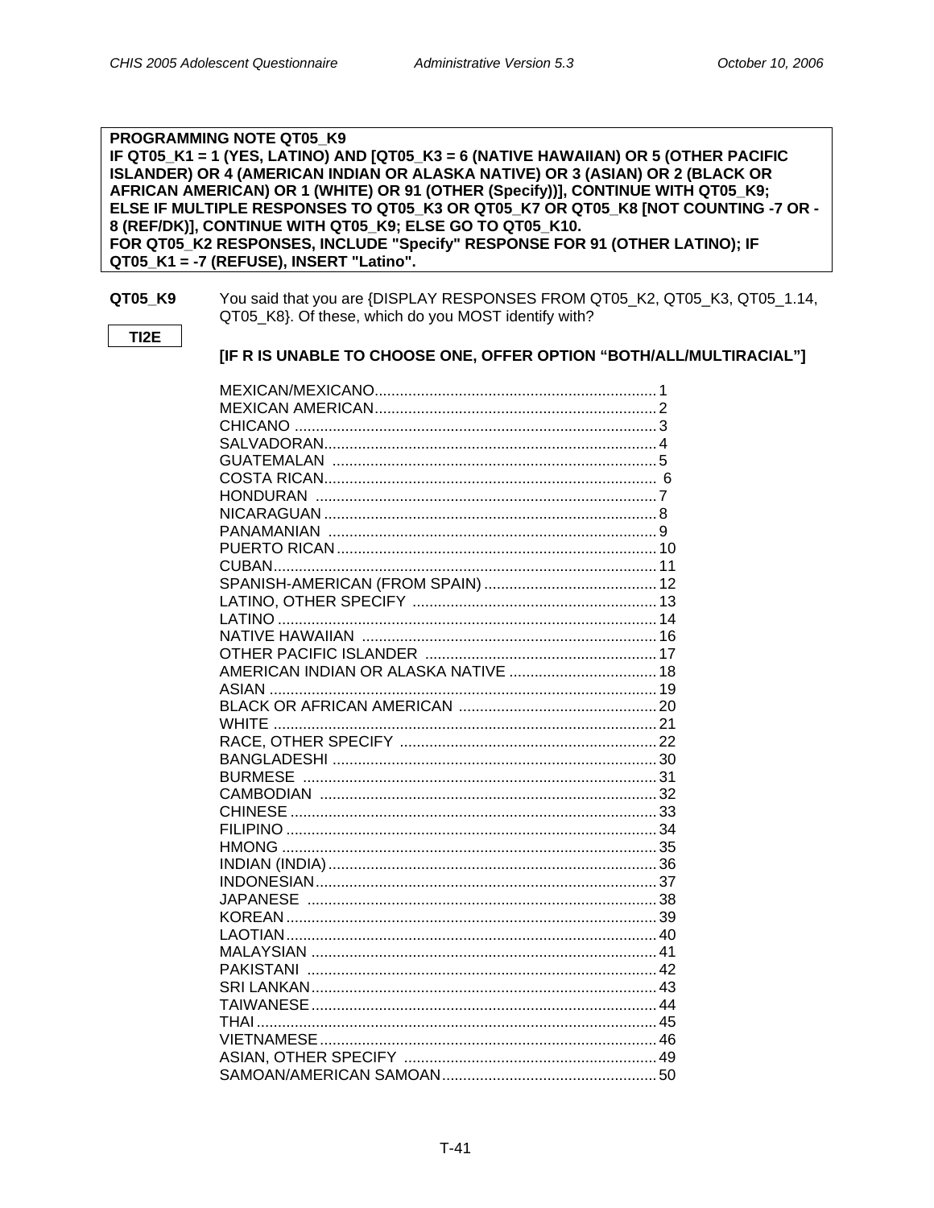**PROGRAMMING NOTE QT05_K9**
**IF QT05_K1 = 1 (YES, LATINO) AND [QT05_K3 = 6 (NATIVE HAWAIIAN) OR 5 (OTHER PACIFIC ISLANDER) OR 4 (AMERICAN INDIAN OR ALASKA NATIVE) OR 3 (ASIAN) OR 2 (BLACK OR AFRICAN AMERICAN) OR 1 (WHITE) OR 91 (OTHER (Specify))], CONTINUE WITH QT05_K9; ELSE IF MULTIPLE RESPONSES TO QT05_K3 OR QT05_K7 OR QT05_K8 [NOT COUNTING -7 OR -8 (REF/DK)], CONTINUE WITH QT05_K9; ELSE GO TO QT05_K10.**
**FOR QT05_K2 RESPONSES, INCLUDE "Specify" RESPONSE FOR 91 (OTHER LATINO); IF QT05_K1 = -7 (REFUSE), INSERT "Latino".**

**QT05_K9** You said that you are {DISPLAY RESPONSES FROM QT05_K2, QT05_K3, QT05_1.14, QT05_K8}. Of these, which do you MOST identify with?

**TI2E**

**[IF R IS UNABLE TO CHOOSE ONE, OFFER OPTION "BOTH/ALL/MULTIRACIAL"]**

MEXICAN/MEXICANO.......... 1
MEXICAN AMERICAN.......... 2
CHICANO .......... 3
SALVADORAN.......... 4
GUATEMALAN .......... 5
COSTA RICAN.......... 6
HONDURAN .......... 7
NICARAGUAN .......... 8
PANAMANIAN .......... 9
PUERTO RICAN .......... 10
CUBAN.......... 11
SPANISH-AMERICAN (FROM SPAIN) .......... 12
LATINO, OTHER SPECIFY .......... 13
LATINO .......... 14
NATIVE HAWAIIAN .......... 16
OTHER PACIFIC ISLANDER .......... 17
AMERICAN INDIAN OR ALASKA NATIVE .......... 18
ASIAN .......... 19
BLACK OR AFRICAN AMERICAN .......... 20
WHITE .......... 21
RACE, OTHER SPECIFY .......... 22
BANGLADESHI .......... 30
BURMESE .......... 31
CAMBODIAN .......... 32
CHINESE .......... 33
FILIPINO .......... 34
HMONG .......... 35
INDIAN (INDIA) .......... 36
INDONESIAN.......... 37
JAPANESE .......... 38
KOREAN .......... 39
LAOTIAN.......... 40
MALAYSIAN .......... 41
PAKISTANI .......... 42
SRI LANKAN.......... 43
TAIWANESE .......... 44
THAI.......... 45
VIETNAMESE.......... 46
ASIAN, OTHER SPECIFY .......... 49
SAMOAN/AMERICAN SAMOAN.......... 50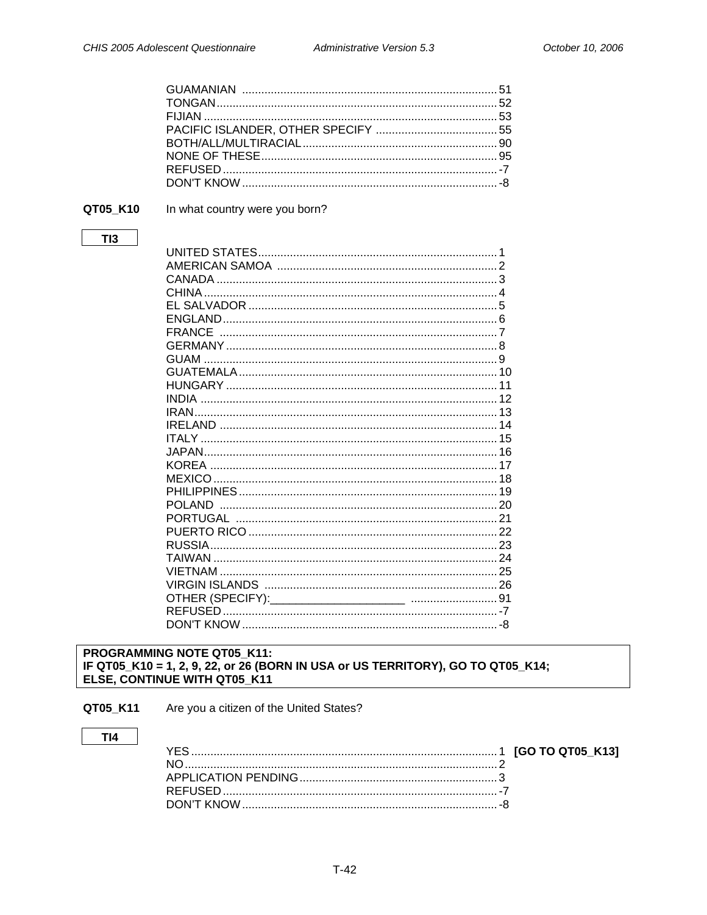GUAMANIAN ............ 51
TONGAN ............ 52
FIJIAN ............ 53
PACIFIC ISLANDER, OTHER SPECIFY ............ 55
BOTH/ALL/MULTIRACIAL ............ 90
NONE OF THESE ............ 95
REFUSED ............ -7
DON'T KNOW ............ -8

**QT05_K10** In what country were you born?

TI3

UNITED STATES ............ 1
AMERICAN SAMOA ............ 2
CANADA ............ 3
CHINA ............ 4
EL SALVADOR ............ 5
ENGLAND ............ 6
FRANCE ............ 7
GERMANY ............ 8
GUAM ............ 9
GUATEMALA ............ 10
HUNGARY ............ 11
INDIA ............ 12
IRAN ............ 13
IRELAND ............ 14
ITALY ............ 15
JAPAN ............ 16
KOREA ............ 17
MEXICO ............ 18
PHILIPPINES ............ 19
POLAND ............ 20
PORTUGAL ............ 21
PUERTO RICO ............ 22
RUSSIA ............ 23
TAIWAN ............ 24
VIETNAM ............ 25
VIRGIN ISLANDS ............ 26
OTHER (SPECIFY):_____________________ ............ 91
REFUSED ............ -7
DON'T KNOW ............ -8

**PROGRAMMING NOTE QT05_K11:**
**IF QT05_K10 = 1, 2, 9, 22, or 26 (BORN IN USA or US TERRITORY), GO TO QT05_K14;**
**ELSE, CONTINUE WITH QT05_K11**

**QT05_K11** Are you a citizen of the United States?

TI4

YES ............ 1 **[GO TO QT05_K13]**
NO ............ 2
APPLICATION PENDING ............ 3
REFUSED ............ -7
DON'T KNOW ............ -8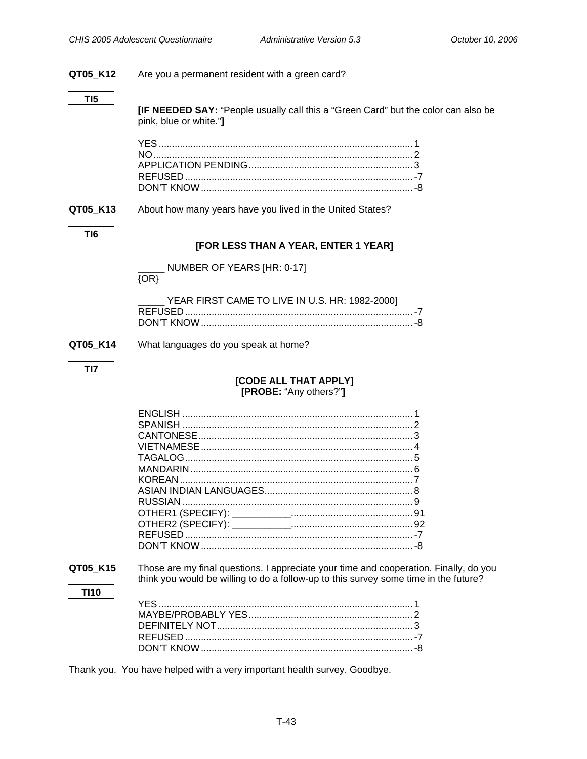**QT05_K12** Are you a permanent resident with a green card?

**TI5**

**[IF NEEDED SAY:** "People usually call this a "Green Card" but the color can also be pink, blue or white."**]**

YES ............................................................................................... 1
NO.................................................................................................. 2
APPLICATION PENDING............................................................. 3
REFUSED ...................................................................................... -7
DON'T KNOW ................................................................................ -8

**QT05_K13** About how many years have you lived in the United States?

**TI6**

**[FOR LESS THAN A YEAR, ENTER 1 YEAR]**

_____ NUMBER OF YEARS [HR: 0-17]
{OR}

_____ YEAR FIRST CAME TO LIVE IN U.S. HR: 1982-2000]
REFUSED ...................................................................................... -7
DON'T KNOW ................................................................................ -8

**QT05_K14** What languages do you speak at home?

**TI7**

**[CODE ALL THAT APPLY]**
**[PROBE:** "Any others?"**]**

ENGLISH ........................................................................................ 1
SPANISH ........................................................................................ 2
CANTONESE.................................................................................. 3
VIETNAMESE ................................................................................ 4
TAGALOG...................................................................................... 5
MANDARIN .................................................................................... 6
KOREAN ........................................................................................ 7
ASIAN INDIAN LANGUAGES........................................................ 8
RUSSIAN ....................................................................................... 9
OTHER1 (SPECIFY): ___________............................................. 91
OTHER2 (SPECIFY): ___________............................................. 92
REFUSED ...................................................................................... -7
DON'T KNOW ................................................................................ -8

**QT05_K15** Those are my final questions. I appreciate your time and cooperation. Finally, do you think you would be willing to do a follow-up to this survey some time in the future?

**TI10**

YES ................................................................................................ 1
MAYBE/PROBABLY YES.............................................................. 2
DEFINITELY NOT.......................................................................... 3
REFUSED ...................................................................................... -7
DON'T KNOW ................................................................................ -8

Thank you. You have helped with a very important health survey. Goodbye.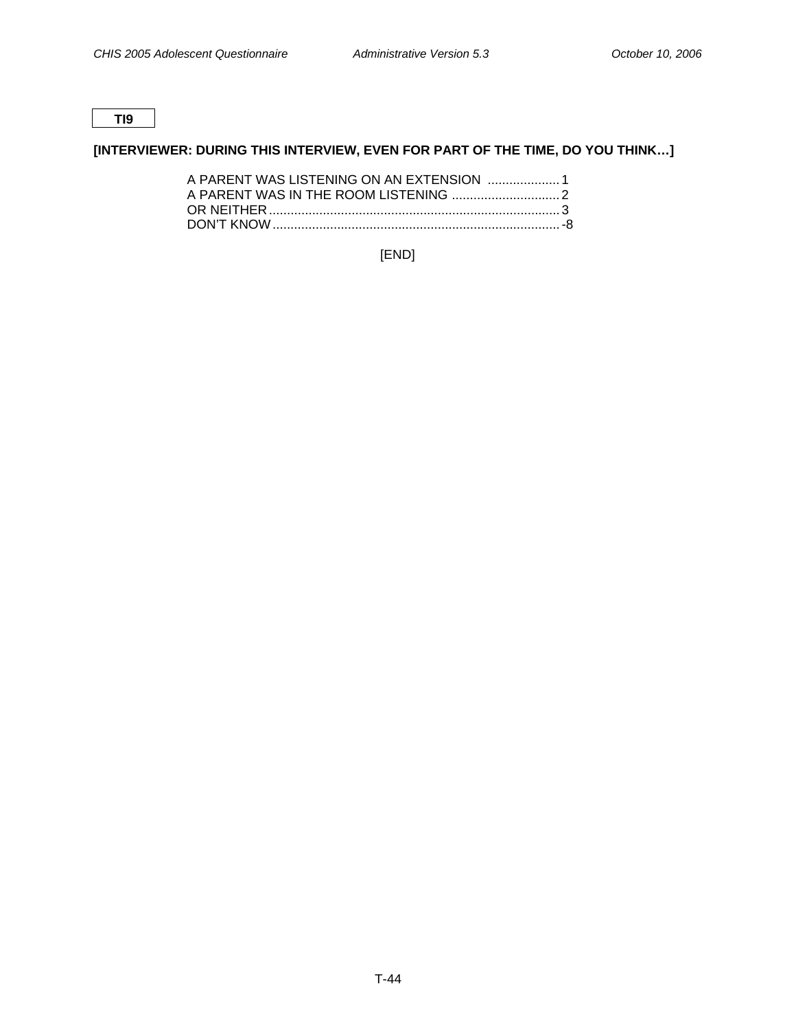**TI9**

**[INTERVIEWER: DURING THIS INTERVIEW, EVEN FOR PART OF THE TIME, DO YOU THINK…]**

A PARENT WAS LISTENING ON AN EXTENSION .................... 1
A PARENT WAS IN THE ROOM LISTENING .............................. 2
OR NEITHER ................................................................................ 3
DON'T KNOW ............................................................................... -8

[END]